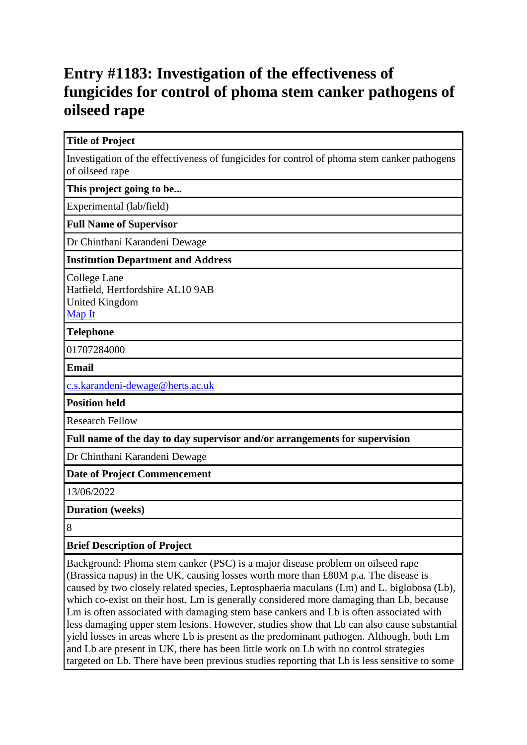# Entry #1183: Investigation of the effectiveness of fungicides for control of phoma stem canker pathogens of oilseed rape

| **Title of Project** |
| --- |
| Investigation of the effectiveness of fungicides for control of phoma stem canker pathogens of oilseed rape |
| **This project going to be...** |
| Experimental (lab/field) |
| **Full Name of Supervisor** |
| Dr Chinthani Karandeni Dewage |
| **Institution Department and Address** |
| College Lane<br>Hatfield, Hertfordshire AL10 9AB<br>United Kingdom<br>Map It |
| **Telephone** |
| 01707284000 |
| **Email** |
| c.s.karandeni-dewage@herts.ac.uk |
| **Position held** |
| Research Fellow |
| **Full name of the day to day supervisor and/or arrangements for supervision** |
| Dr Chinthani Karandeni Dewage |
| **Date of Project Commencement** |
| 13/06/2022 |
| **Duration (weeks)** |
| 8 |
| **Brief Description of Project** |
| Background: Phoma stem canker (PSC) is a major disease problem on oilseed rape (Brassica napus) in the UK, causing losses worth more than £80M p.a. The disease is caused by two closely related species, Leptosphaeria maculans (Lm) and L. biglobosa (Lb), which co-exist on their host. Lm is generally considered more damaging than Lb, because Lm is often associated with damaging stem base cankers and Lb is often associated with less damaging upper stem lesions. However, studies show that Lb can also cause substantial yield losses in areas where Lb is present as the predominant pathogen. Although, both Lm and Lb are present in UK, there has been little work on Lb with no control strategies targeted on Lb. There have been previous studies reporting that Lb is less sensitive to some |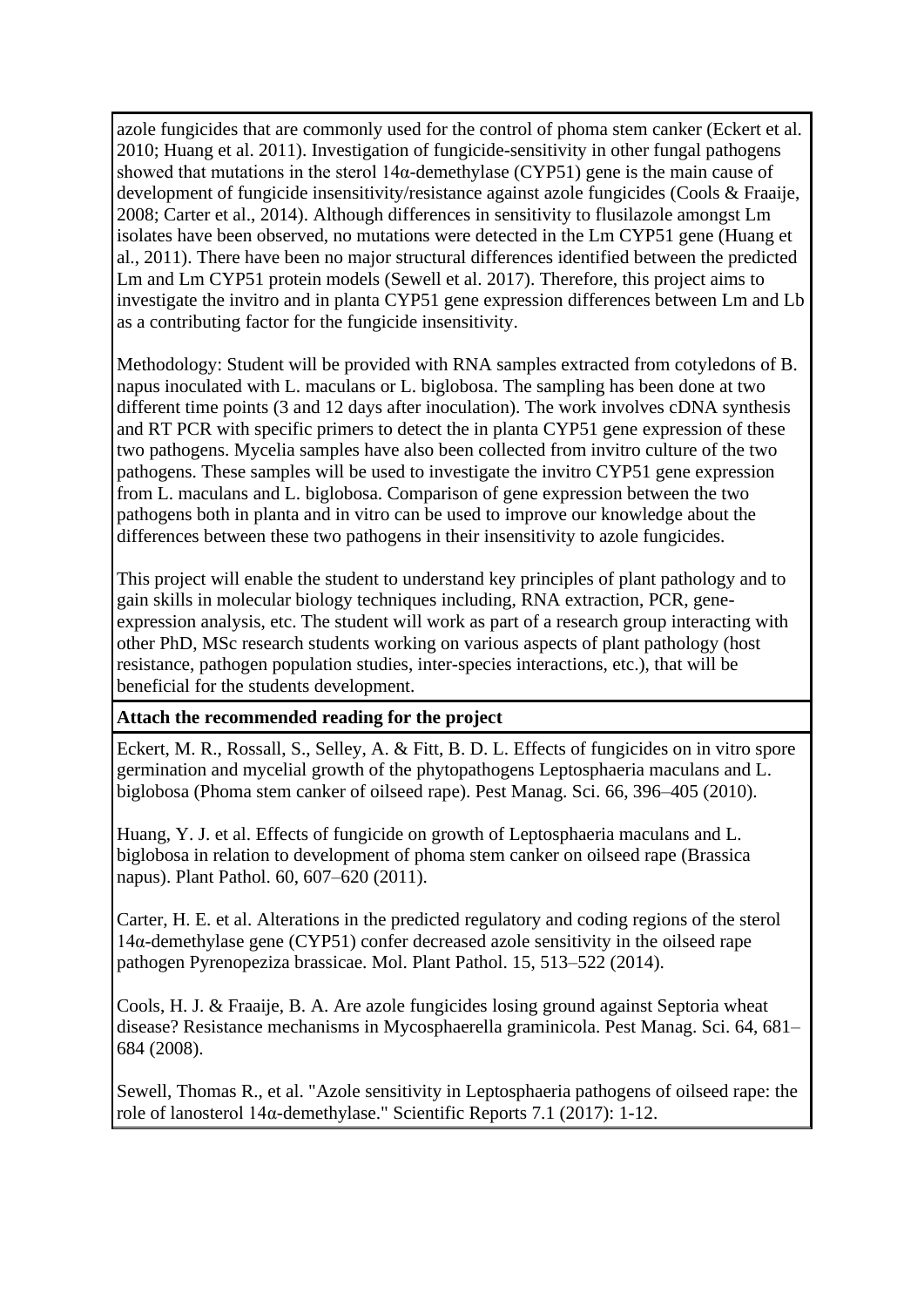azole fungicides that are commonly used for the control of phoma stem canker (Eckert et al. 2010; Huang et al. 2011). Investigation of fungicide-sensitivity in other fungal pathogens showed that mutations in the sterol 14α-demethylase (CYP51) gene is the main cause of development of fungicide insensitivity/resistance against azole fungicides (Cools & Fraaije, 2008; Carter et al., 2014). Although differences in sensitivity to flusilazole amongst Lm isolates have been observed, no mutations were detected in the Lm CYP51 gene (Huang et al., 2011). There have been no major structural differences identified between the predicted Lm and Lm CYP51 protein models (Sewell et al. 2017). Therefore, this project aims to investigate the invitro and in planta CYP51 gene expression differences between Lm and Lb as a contributing factor for the fungicide insensitivity.

Methodology: Student will be provided with RNA samples extracted from cotyledons of B. napus inoculated with L. maculans or L. biglobosa. The sampling has been done at two different time points (3 and 12 days after inoculation). The work involves cDNA synthesis and RT PCR with specific primers to detect the in planta CYP51 gene expression of these two pathogens. Mycelia samples have also been collected from invitro culture of the two pathogens. These samples will be used to investigate the invitro CYP51 gene expression from L. maculans and L. biglobosa. Comparison of gene expression between the two pathogens both in planta and in vitro can be used to improve our knowledge about the differences between these two pathogens in their insensitivity to azole fungicides.

This project will enable the student to understand key principles of plant pathology and to gain skills in molecular biology techniques including, RNA extraction, PCR, gene-expression analysis, etc. The student will work as part of a research group interacting with other PhD, MSc research students working on various aspects of plant pathology (host resistance, pathogen population studies, inter-species interactions, etc.), that will be beneficial for the students development.

**Attach the recommended reading for the project**

Eckert, M. R., Rossall, S., Selley, A. & Fitt, B. D. L. Effects of fungicides on in vitro spore germination and mycelial growth of the phytopathogens Leptosphaeria maculans and L. biglobosa (Phoma stem canker of oilseed rape). Pest Manag. Sci. 66, 396–405 (2010).

Huang, Y. J. et al. Effects of fungicide on growth of Leptosphaeria maculans and L. biglobosa in relation to development of phoma stem canker on oilseed rape (Brassica napus). Plant Pathol. 60, 607–620 (2011).

Carter, H. E. et al. Alterations in the predicted regulatory and coding regions of the sterol 14α-demethylase gene (CYP51) confer decreased azole sensitivity in the oilseed rape pathogen Pyrenopeziza brassicae. Mol. Plant Pathol. 15, 513–522 (2014).

Cools, H. J. & Fraaije, B. A. Are azole fungicides losing ground against Septoria wheat disease? Resistance mechanisms in Mycosphaerella graminicola. Pest Manag. Sci. 64, 681–684 (2008).

Sewell, Thomas R., et al. "Azole sensitivity in Leptosphaeria pathogens of oilseed rape: the role of lanosterol 14α-demethylase." Scientific Reports 7.1 (2017): 1-12.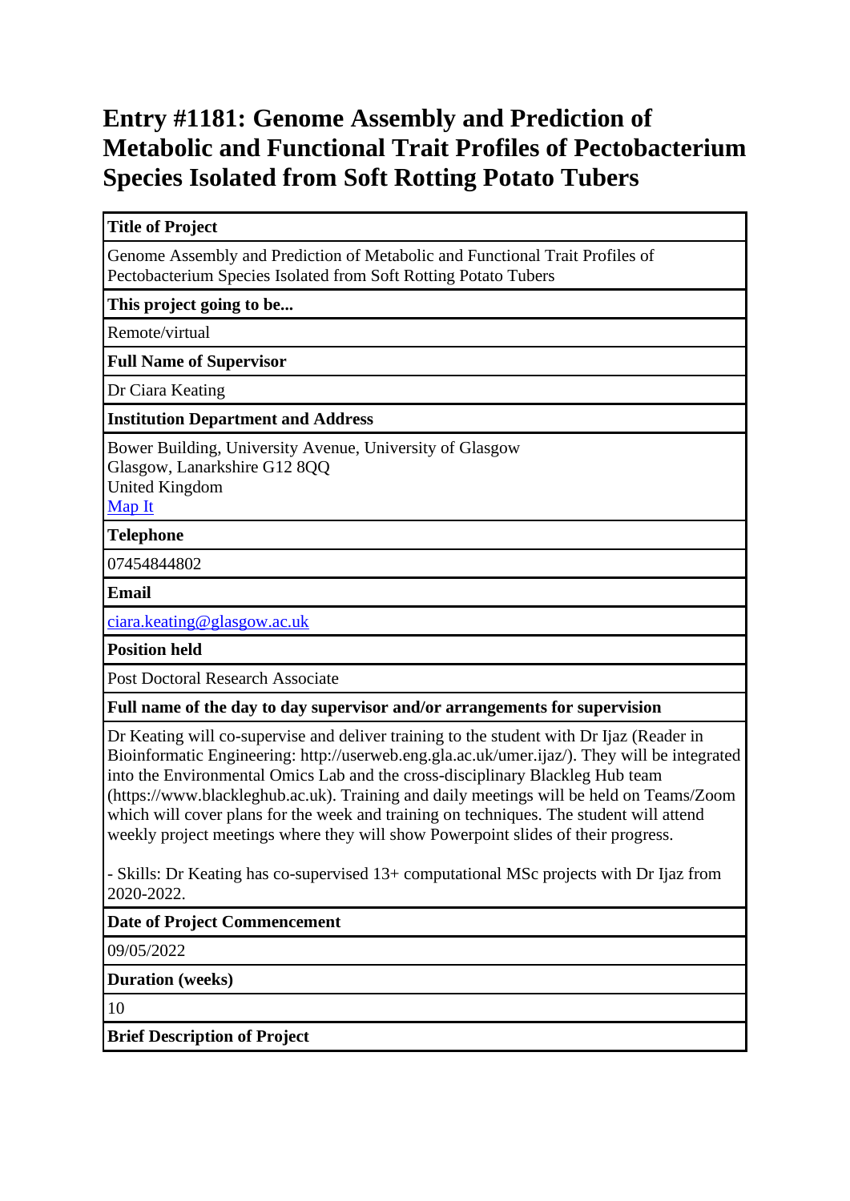# Entry #1181: Genome Assembly and Prediction of Metabolic and Functional Trait Profiles of Pectobacterium Species Isolated from Soft Rotting Potato Tubers

| Title of Project |
| --- |
| Genome Assembly and Prediction of Metabolic and Functional Trait Profiles of Pectobacterium Species Isolated from Soft Rotting Potato Tubers |
| **This project going to be...** |
| Remote/virtual |
| **Full Name of Supervisor** |
| Dr Ciara Keating |
| **Institution Department and Address** |
| Bower Building, University Avenue, University of Glasgow<br>Glasgow, Lanarkshire G12 8QQ<br>United Kingdom<br>[Map It] |
| **Telephone** |
| 07454844802 |
| **Email** |
| ciara.keating@glasgow.ac.uk |
| **Position held** |
| Post Doctoral Research Associate |
| **Full name of the day to day supervisor and/or arrangements for supervision** |
| Dr Keating will co-supervise and deliver training to the student with Dr Ijaz (Reader in Bioinformatic Engineering: http://userweb.eng.gla.ac.uk/umer.ijaz/). They will be integrated into the Environmental Omics Lab and the cross-disciplinary Blackleg Hub team (https://www.blackleghub.ac.uk). Training and daily meetings will be held on Teams/Zoom which will cover plans for the week and training on techniques. The student will attend weekly project meetings where they will show Powerpoint slides of their progress.<br><br>- Skills: Dr Keating has co-supervised 13+ computational MSc projects with Dr Ijaz from 2020-2022. |
| **Date of Project Commencement** |
| 09/05/2022 |
| **Duration (weeks)** |
| 10 |
| **Brief Description of Project** |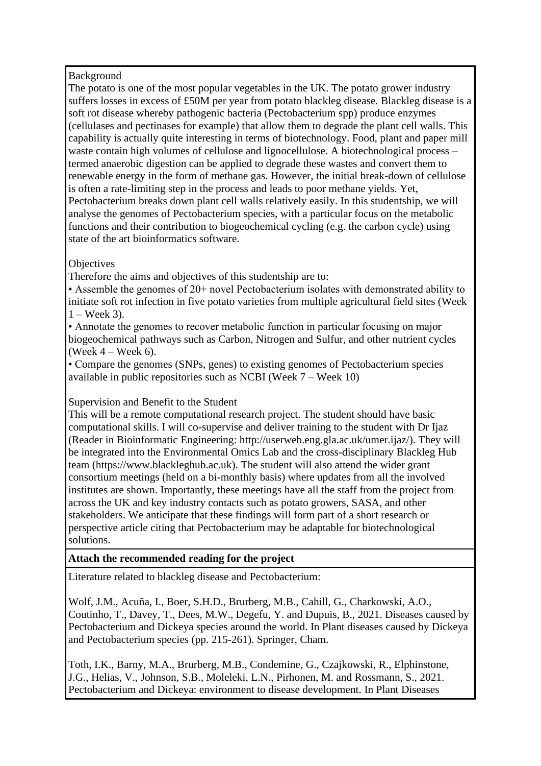Background

The potato is one of the most popular vegetables in the UK. The potato grower industry suffers losses in excess of £50M per year from potato blackleg disease. Blackleg disease is a soft rot disease whereby pathogenic bacteria (Pectobacterium spp) produce enzymes (cellulases and pectinases for example) that allow them to degrade the plant cell walls. This capability is actually quite interesting in terms of biotechnology. Food, plant and paper mill waste contain high volumes of cellulose and lignocellulose. A biotechnological process – termed anaerobic digestion can be applied to degrade these wastes and convert them to renewable energy in the form of methane gas. However, the initial break-down of cellulose is often a rate-limiting step in the process and leads to poor methane yields. Yet, Pectobacterium breaks down plant cell walls relatively easily. In this studentship, we will analyse the genomes of Pectobacterium species, with a particular focus on the metabolic functions and their contribution to biogeochemical cycling (e.g. the carbon cycle) using state of the art bioinformatics software.

Objectives

Therefore the aims and objectives of this studentship are to:

- Assemble the genomes of 20+ novel Pectobacterium isolates with demonstrated ability to initiate soft rot infection in five potato varieties from multiple agricultural field sites (Week 1 – Week 3).
- Annotate the genomes to recover metabolic function in particular focusing on major biogeochemical pathways such as Carbon, Nitrogen and Sulfur, and other nutrient cycles (Week 4 – Week 6).
- Compare the genomes (SNPs, genes) to existing genomes of Pectobacterium species available in public repositories such as NCBI (Week 7 – Week 10)

Supervision and Benefit to the Student

This will be a remote computational research project. The student should have basic computational skills. I will co-supervise and deliver training to the student with Dr Ijaz (Reader in Bioinformatic Engineering: http://userweb.eng.gla.ac.uk/umer.ijaz/). They will be integrated into the Environmental Omics Lab and the cross-disciplinary Blackleg Hub team (https://www.blackleghub.ac.uk). The student will also attend the wider grant consortium meetings (held on a bi-monthly basis) where updates from all the involved institutes are shown. Importantly, these meetings have all the staff from the project from across the UK and key industry contacts such as potato growers, SASA, and other stakeholders. We anticipate that these findings will form part of a short research or perspective article citing that Pectobacterium may be adaptable for biotechnological solutions.

**Attach the recommended reading for the project**

Literature related to blackleg disease and Pectobacterium:

Wolf, J.M., Acuña, I., Boer, S.H.D., Brurberg, M.B., Cahill, G., Charkowski, A.O., Coutinho, T., Davey, T., Dees, M.W., Degefu, Y. and Dupuis, B., 2021. Diseases caused by Pectobacterium and Dickeya species around the world. In Plant diseases caused by Dickeya and Pectobacterium species (pp. 215-261). Springer, Cham.

Toth, I.K., Barny, M.A., Brurberg, M.B., Condemine, G., Czajkowski, R., Elphinstone, J.G., Helias, V., Johnson, S.B., Moleleki, L.N., Pirhonen, M. and Rossmann, S., 2021. Pectobacterium and Dickeya: environment to disease development. In Plant Diseases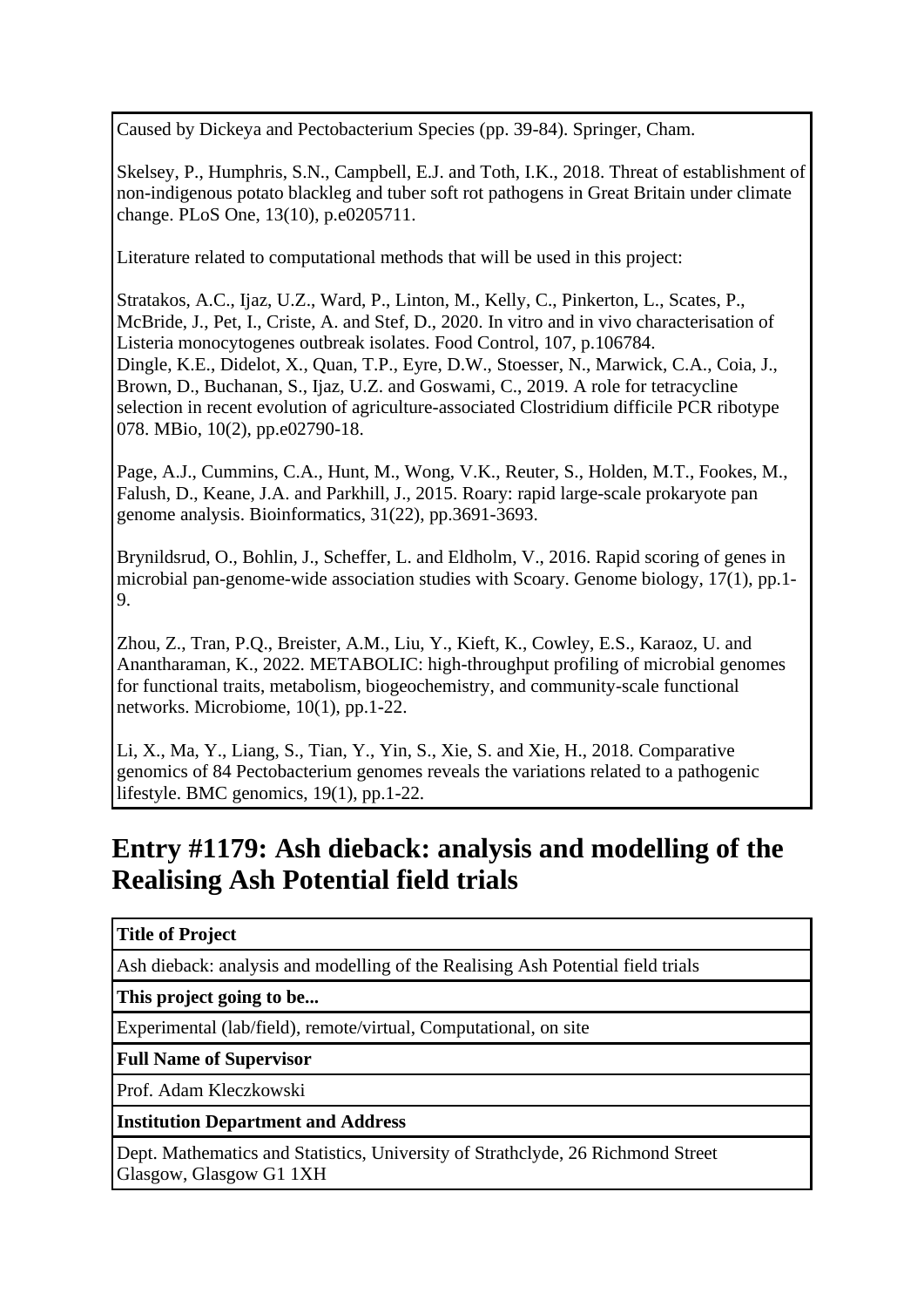Caused by Dickeya and Pectobacterium Species (pp. 39-84). Springer, Cham.

Skelsey, P., Humphris, S.N., Campbell, E.J. and Toth, I.K., 2018. Threat of establishment of non-indigenous potato blackleg and tuber soft rot pathogens in Great Britain under climate change. PLoS One, 13(10), p.e0205711.

Literature related to computational methods that will be used in this project:

Stratakos, A.C., Ijaz, U.Z., Ward, P., Linton, M., Kelly, C., Pinkerton, L., Scates, P., McBride, J., Pet, I., Criste, A. and Stef, D., 2020. In vitro and in vivo characterisation of Listeria monocytogenes outbreak isolates. Food Control, 107, p.106784.
Dingle, K.E., Didelot, X., Quan, T.P., Eyre, D.W., Stoesser, N., Marwick, C.A., Coia, J., Brown, D., Buchanan, S., Ijaz, U.Z. and Goswami, C., 2019. A role for tetracycline selection in recent evolution of agriculture-associated Clostridium difficile PCR ribotype 078. MBio, 10(2), pp.e02790-18.

Page, A.J., Cummins, C.A., Hunt, M., Wong, V.K., Reuter, S., Holden, M.T., Fookes, M., Falush, D., Keane, J.A. and Parkhill, J., 2015. Roary: rapid large-scale prokaryote pan genome analysis. Bioinformatics, 31(22), pp.3691-3693.

Brynildsrud, O., Bohlin, J., Scheffer, L. and Eldholm, V., 2016. Rapid scoring of genes in microbial pan-genome-wide association studies with Scoary. Genome biology, 17(1), pp.1-9.

Zhou, Z., Tran, P.Q., Breister, A.M., Liu, Y., Kieft, K., Cowley, E.S., Karaoz, U. and Anantharaman, K., 2022. METABOLIC: high-throughput profiling of microbial genomes for functional traits, metabolism, biogeochemistry, and community-scale functional networks. Microbiome, 10(1), pp.1-22.

Li, X., Ma, Y., Liang, S., Tian, Y., Yin, S., Xie, S. and Xie, H., 2018. Comparative genomics of 84 Pectobacterium genomes reveals the variations related to a pathogenic lifestyle. BMC genomics, 19(1), pp.1-22.

## Entry #1179: Ash dieback: analysis and modelling of the Realising Ash Potential field trials

| **Title of Project** |
|---|
| Ash dieback: analysis and modelling of the Realising Ash Potential field trials |
| **This project going to be...** |
| Experimental (lab/field), remote/virtual, Computational, on site |
| **Full Name of Supervisor** |
| Prof. Adam Kleczkowski |
| **Institution Department and Address** |
| Dept. Mathematics and Statistics, University of Strathclyde, 26 Richmond Street Glasgow, Glasgow G1 1XH |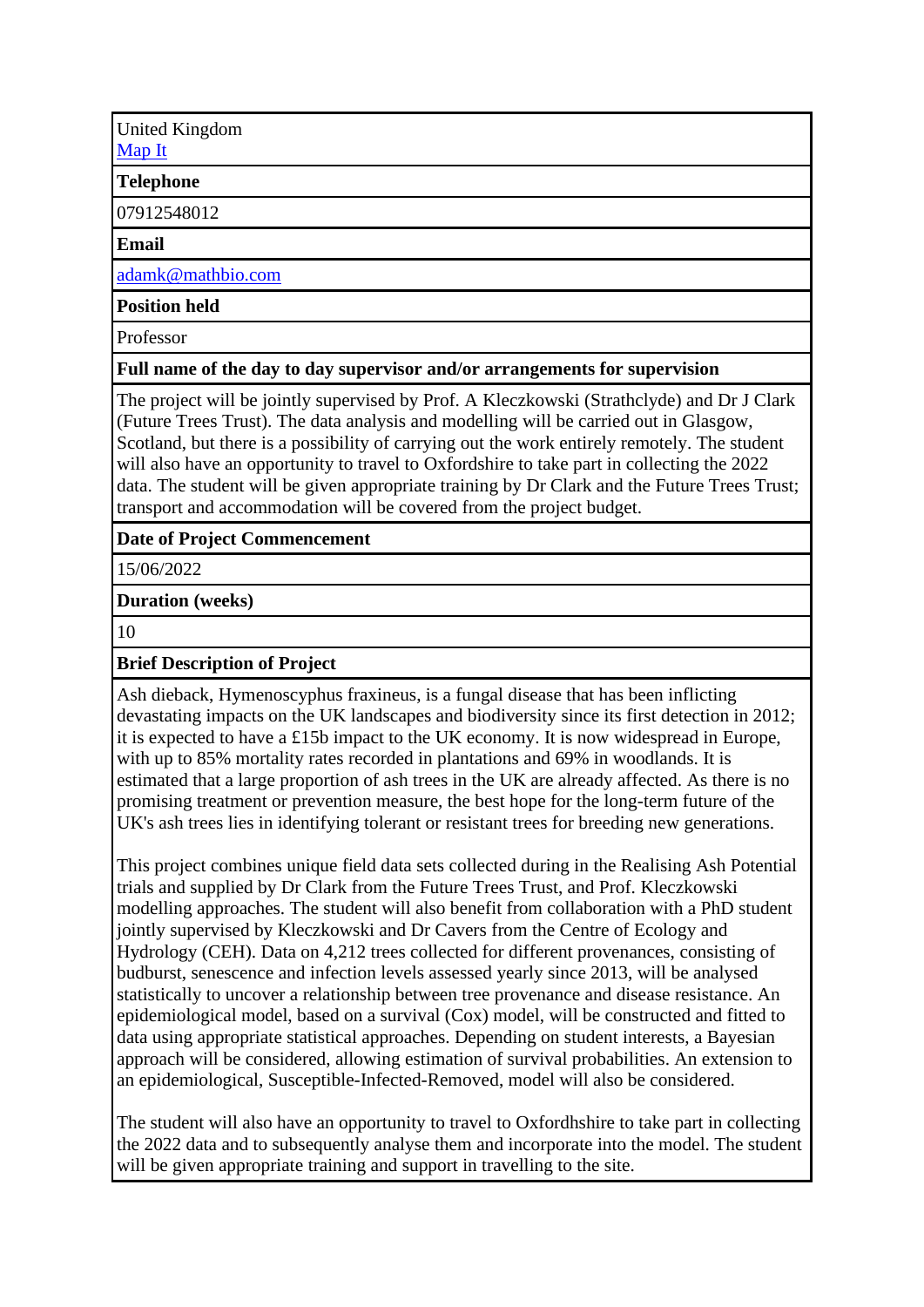United Kingdom
Map It

**Telephone**

07912548012

**Email**

adamk@mathbio.com

**Position held**

Professor

**Full name of the day to day supervisor and/or arrangements for supervision**

The project will be jointly supervised by Prof. A Kleczkowski (Strathclyde) and Dr J Clark (Future Trees Trust). The data analysis and modelling will be carried out in Glasgow, Scotland, but there is a possibility of carrying out the work entirely remotely. The student will also have an opportunity to travel to Oxfordshire to take part in collecting the 2022 data. The student will be given appropriate training by Dr Clark and the Future Trees Trust; transport and accommodation will be covered from the project budget.

**Date of Project Commencement**

15/06/2022

**Duration (weeks)**

10

**Brief Description of Project**

Ash dieback, Hymenoscyphus fraxineus, is a fungal disease that has been inflicting devastating impacts on the UK landscapes and biodiversity since its first detection in 2012; it is expected to have a £15b impact to the UK economy. It is now widespread in Europe, with up to 85% mortality rates recorded in plantations and 69% in woodlands. It is estimated that a large proportion of ash trees in the UK are already affected. As there is no promising treatment or prevention measure, the best hope for the long-term future of the UK's ash trees lies in identifying tolerant or resistant trees for breeding new generations.

This project combines unique field data sets collected during in the Realising Ash Potential trials and supplied by Dr Clark from the Future Trees Trust, and Prof. Kleczkowski modelling approaches. The student will also benefit from collaboration with a PhD student jointly supervised by Kleczkowski and Dr Cavers from the Centre of Ecology and Hydrology (CEH). Data on 4,212 trees collected for different provenances, consisting of budburst, senescence and infection levels assessed yearly since 2013, will be analysed statistically to uncover a relationship between tree provenance and disease resistance. An epidemiological model, based on a survival (Cox) model, will be constructed and fitted to data using appropriate statistical approaches. Depending on student interests, a Bayesian approach will be considered, allowing estimation of survival probabilities. An extension to an epidemiological, Susceptible-Infected-Removed, model will also be considered.

The student will also have an opportunity to travel to Oxfordhshire to take part in collecting the 2022 data and to subsequently analyse them and incorporate into the model. The student will be given appropriate training and support in travelling to the site.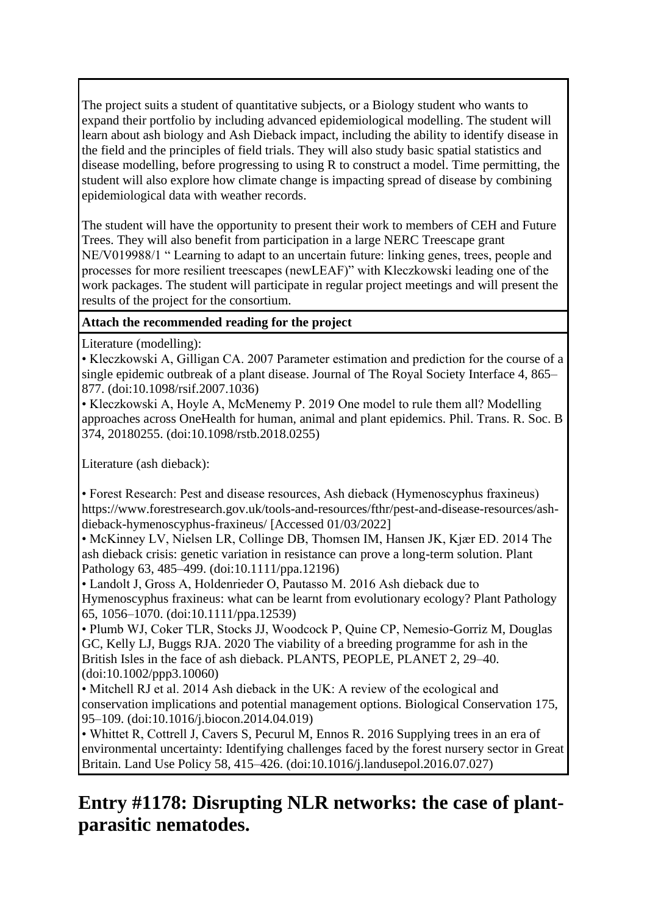The project suits a student of quantitative subjects, or a Biology student who wants to expand their portfolio by including advanced epidemiological modelling. The student will learn about ash biology and Ash Dieback impact, including the ability to identify disease in the field and the principles of field trials. They will also study basic spatial statistics and disease modelling, before progressing to using R to construct a model. Time permitting, the student will also explore how climate change is impacting spread of disease by combining epidemiological data with weather records.

The student will have the opportunity to present their work to members of CEH and Future Trees. They will also benefit from participation in a large NERC Treescape grant NE/V019988/1 " Learning to adapt to an uncertain future: linking genes, trees, people and processes for more resilient treescapes (newLEAF)" with Kleczkowski leading one of the work packages. The student will participate in regular project meetings and will present the results of the project for the consortium.

**Attach the recommended reading for the project**

Literature (modelling):

- Kleczkowski A, Gilligan CA. 2007 Parameter estimation and prediction for the course of a single epidemic outbreak of a plant disease. Journal of The Royal Society Interface 4, 865–877. (doi:10.1098/rsif.2007.1036)
- Kleczkowski A, Hoyle A, McMenemy P. 2019 One model to rule them all? Modelling approaches across OneHealth for human, animal and plant epidemics. Phil. Trans. R. Soc. B 374, 20180255. (doi:10.1098/rstb.2018.0255)

Literature (ash dieback):

- Forest Research: Pest and disease resources, Ash dieback (Hymenoscyphus fraxineus) https://www.forestresearch.gov.uk/tools-and-resources/fthr/pest-and-disease-resources/ash-dieback-hymenoscyphus-fraxineus/ [Accessed 01/03/2022]
- McKinney LV, Nielsen LR, Collinge DB, Thomsen IM, Hansen JK, Kjær ED. 2014 The ash dieback crisis: genetic variation in resistance can prove a long-term solution. Plant Pathology 63, 485–499. (doi:10.1111/ppa.12196)
- Landolt J, Gross A, Holdenrieder O, Pautasso M. 2016 Ash dieback due to Hymenoscyphus fraxineus: what can be learnt from evolutionary ecology? Plant Pathology 65, 1056–1070. (doi:10.1111/ppa.12539)
- Plumb WJ, Coker TLR, Stocks JJ, Woodcock P, Quine CP, Nemesio-Gorriz M, Douglas GC, Kelly LJ, Buggs RJA. 2020 The viability of a breeding programme for ash in the British Isles in the face of ash dieback. PLANTS, PEOPLE, PLANET 2, 29–40. (doi:10.1002/ppp3.10060)
- Mitchell RJ et al. 2014 Ash dieback in the UK: A review of the ecological and conservation implications and potential management options. Biological Conservation 175, 95–109. (doi:10.1016/j.biocon.2014.04.019)
- Whittet R, Cottrell J, Cavers S, Pecurul M, Ennos R. 2016 Supplying trees in an era of environmental uncertainty: Identifying challenges faced by the forest nursery sector in Great Britain. Land Use Policy 58, 415–426. (doi:10.1016/j.landusepol.2016.07.027)

## Entry #1178: Disrupting NLR networks: the case of plant-parasitic nematodes.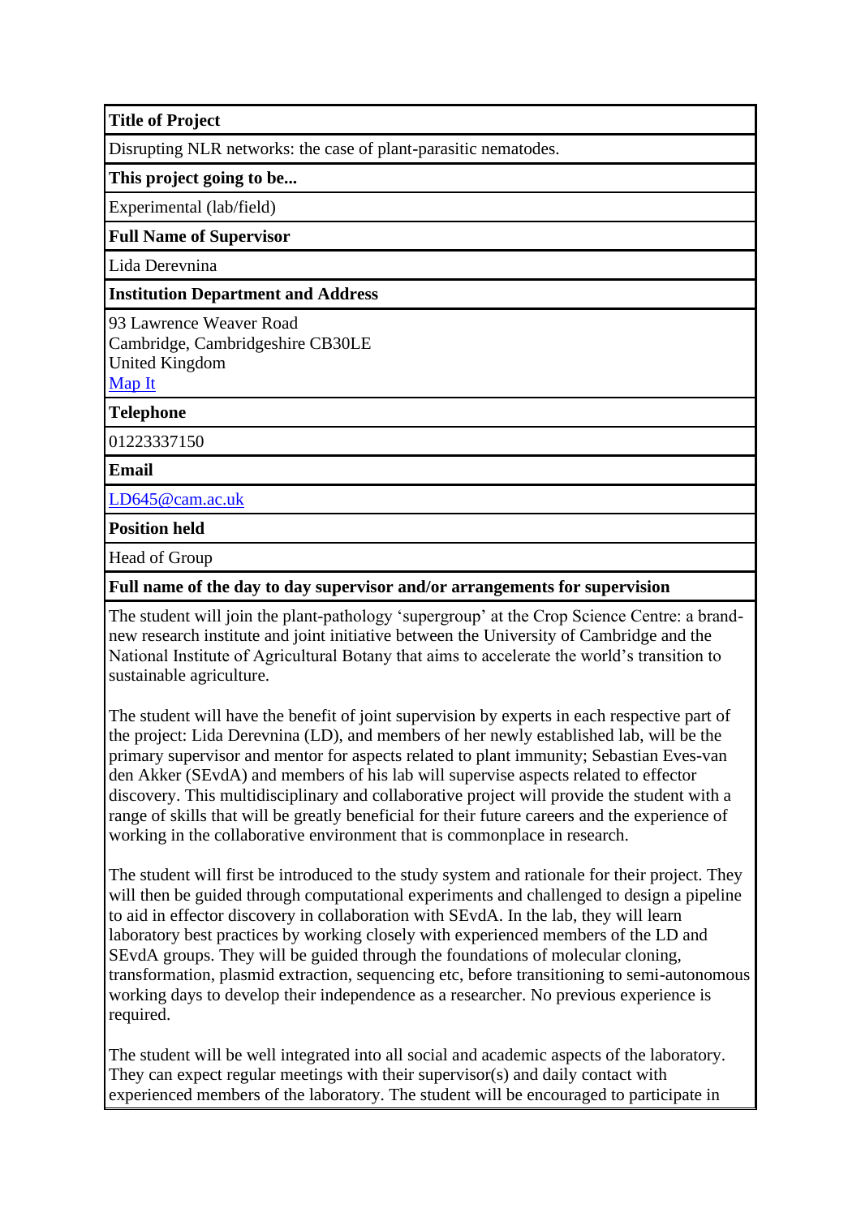**Title of Project**

Disrupting NLR networks: the case of plant-parasitic nematodes.

**This project going to be...**

Experimental (lab/field)

**Full Name of Supervisor**

Lida Derevnina

**Institution Department and Address**

93 Lawrence Weaver Road
Cambridge, Cambridgeshire CB30LE
United Kingdom
Map It

**Telephone**

01223337150

**Email**

LD645@cam.ac.uk

**Position held**

Head of Group

**Full name of the day to day supervisor and/or arrangements for supervision**

The student will join the plant-pathology 'supergroup' at the Crop Science Centre: a brand-new research institute and joint initiative between the University of Cambridge and the National Institute of Agricultural Botany that aims to accelerate the world's transition to sustainable agriculture.

The student will have the benefit of joint supervision by experts in each respective part of the project: Lida Derevnina (LD), and members of her newly established lab, will be the primary supervisor and mentor for aspects related to plant immunity; Sebastian Eves-van den Akker (SEvdA) and members of his lab will supervise aspects related to effector discovery. This multidisciplinary and collaborative project will provide the student with a range of skills that will be greatly beneficial for their future careers and the experience of working in the collaborative environment that is commonplace in research.

The student will first be introduced to the study system and rationale for their project. They will then be guided through computational experiments and challenged to design a pipeline to aid in effector discovery in collaboration with SEvdA. In the lab, they will learn laboratory best practices by working closely with experienced members of the LD and SEvdA groups. They will be guided through the foundations of molecular cloning, transformation, plasmid extraction, sequencing etc, before transitioning to semi-autonomous working days to develop their independence as a researcher. No previous experience is required.

The student will be well integrated into all social and academic aspects of the laboratory. They can expect regular meetings with their supervisor(s) and daily contact with experienced members of the laboratory. The student will be encouraged to participate in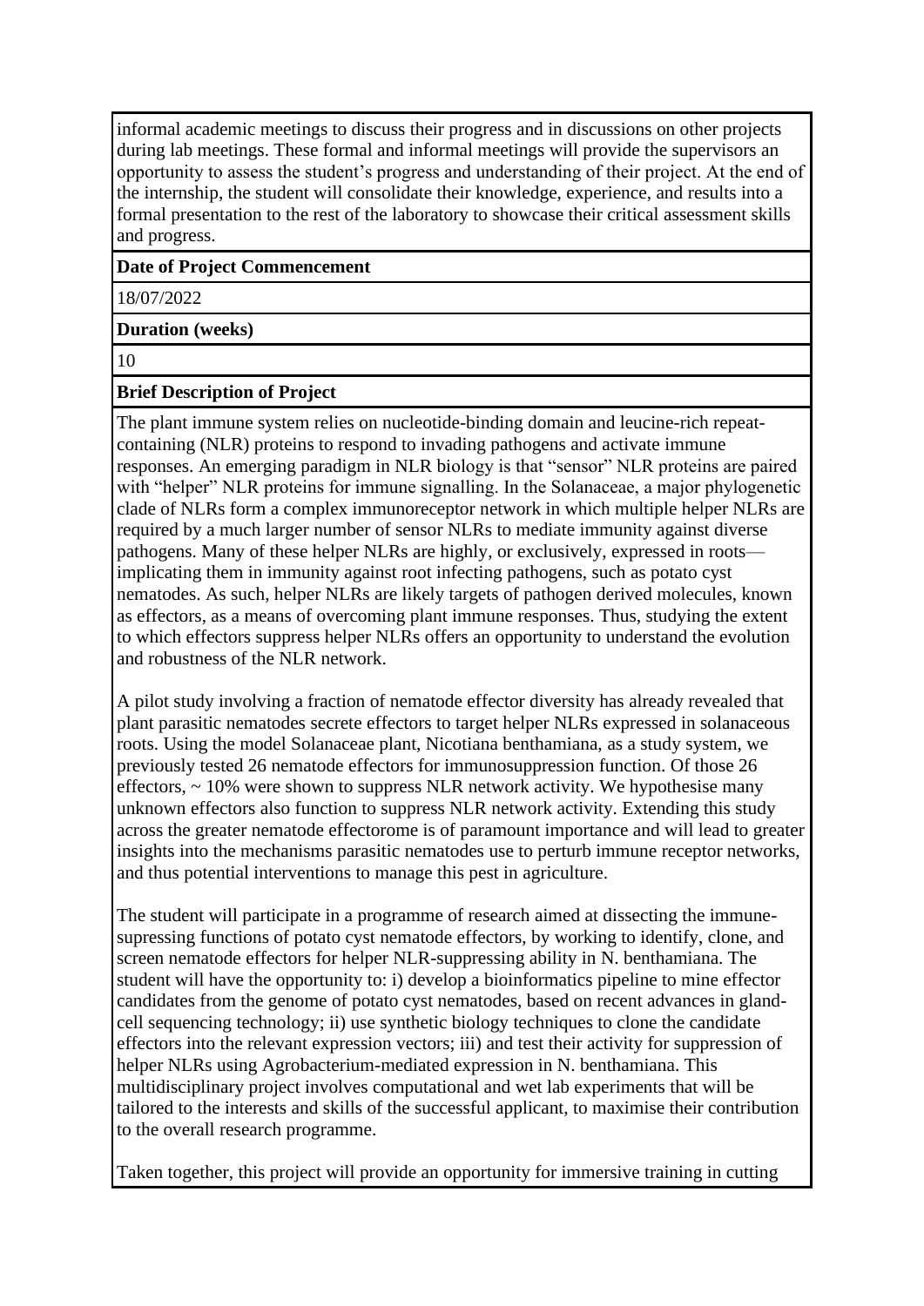informal academic meetings to discuss their progress and in discussions on other projects during lab meetings. These formal and informal meetings will provide the supervisors an opportunity to assess the student's progress and understanding of their project. At the end of the internship, the student will consolidate their knowledge, experience, and results into a formal presentation to the rest of the laboratory to showcase their critical assessment skills and progress.

**Date of Project Commencement**

18/07/2022

**Duration (weeks)**

10

**Brief Description of Project**

The plant immune system relies on nucleotide-binding domain and leucine-rich repeat-containing (NLR) proteins to respond to invading pathogens and activate immune responses. An emerging paradigm in NLR biology is that "sensor" NLR proteins are paired with "helper" NLR proteins for immune signalling. In the Solanaceae, a major phylogenetic clade of NLRs form a complex immunoreceptor network in which multiple helper NLRs are required by a much larger number of sensor NLRs to mediate immunity against diverse pathogens. Many of these helper NLRs are highly, or exclusively, expressed in roots—implicating them in immunity against root infecting pathogens, such as potato cyst nematodes. As such, helper NLRs are likely targets of pathogen derived molecules, known as effectors, as a means of overcoming plant immune responses. Thus, studying the extent to which effectors suppress helper NLRs offers an opportunity to understand the evolution and robustness of the NLR network.

A pilot study involving a fraction of nematode effector diversity has already revealed that plant parasitic nematodes secrete effectors to target helper NLRs expressed in solanaceous roots. Using the model Solanaceae plant, Nicotiana benthamiana, as a study system, we previously tested 26 nematode effectors for immunosuppression function. Of those 26 effectors, ~ 10% were shown to suppress NLR network activity. We hypothesise many unknown effectors also function to suppress NLR network activity. Extending this study across the greater nematode effectorome is of paramount importance and will lead to greater insights into the mechanisms parasitic nematodes use to perturb immune receptor networks, and thus potential interventions to manage this pest in agriculture.

The student will participate in a programme of research aimed at dissecting the immune-supressing functions of potato cyst nematode effectors, by working to identify, clone, and screen nematode effectors for helper NLR-suppressing ability in N. benthamiana. The student will have the opportunity to: i) develop a bioinformatics pipeline to mine effector candidates from the genome of potato cyst nematodes, based on recent advances in gland-cell sequencing technology; ii) use synthetic biology techniques to clone the candidate effectors into the relevant expression vectors; iii) and test their activity for suppression of helper NLRs using Agrobacterium-mediated expression in N. benthamiana. This multidisciplinary project involves computational and wet lab experiments that will be tailored to the interests and skills of the successful applicant, to maximise their contribution to the overall research programme.

Taken together, this project will provide an opportunity for immersive training in cutting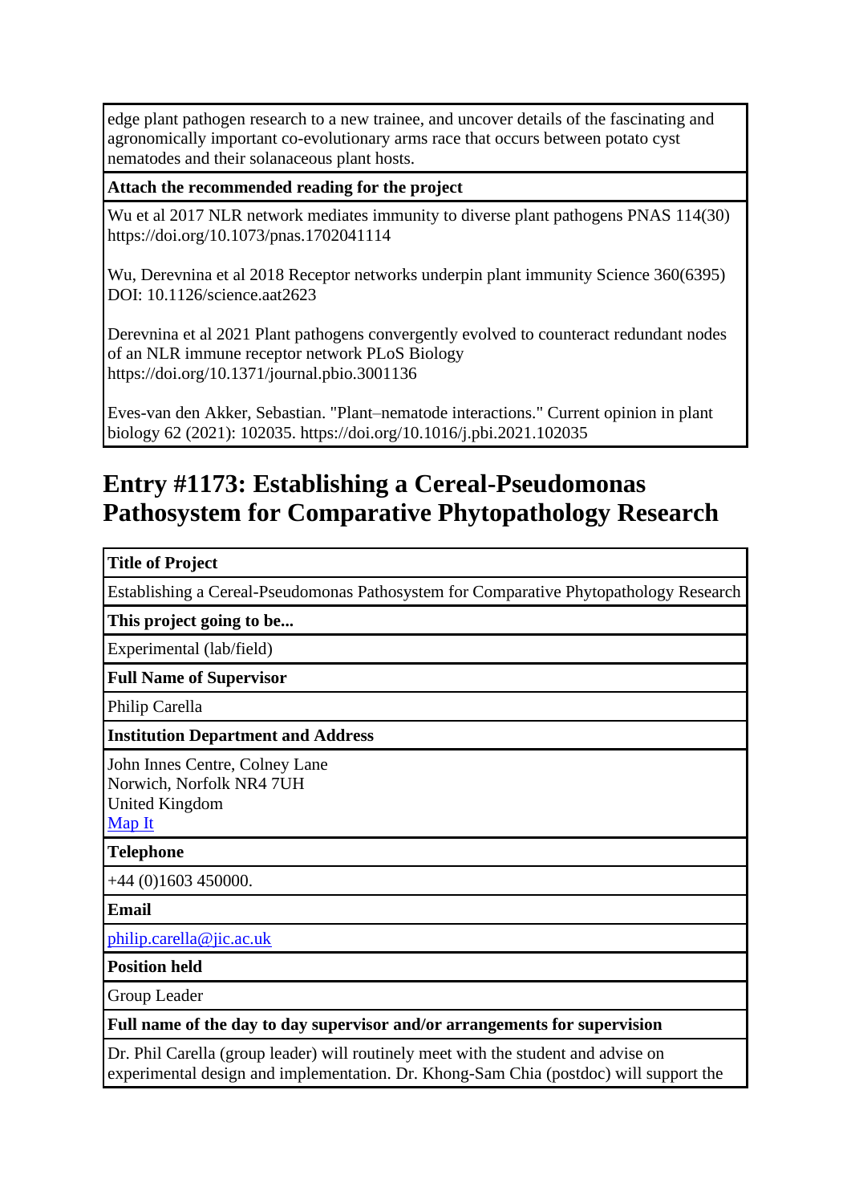| |
|---|
| edge plant pathogen research to a new trainee, and uncover details of the fascinating and agronomically important co-evolutionary arms race that occurs between potato cyst nematodes and their solanaceous plant hosts. |
| **Attach the recommended reading for the project** |
| Wu et al 2017 NLR network mediates immunity to diverse plant pathogens PNAS 114(30) https://doi.org/10.1073/pnas.1702041114<br><br>Wu, Derevnina et al 2018 Receptor networks underpin plant immunity Science 360(6395) DOI: 10.1126/science.aat2623<br><br>Derevnina et al 2021 Plant pathogens convergently evolved to counteract redundant nodes of an NLR immune receptor network PLoS Biology https://doi.org/10.1371/journal.pbio.3001136<br><br>Eves-van den Akker, Sebastian. "Plant–nematode interactions." Current opinion in plant biology 62 (2021): 102035. https://doi.org/10.1016/j.pbi.2021.102035 |

## Entry #1173: Establishing a Cereal-Pseudomonas Pathosystem for Comparative Phytopathology Research

| |
|---|
| **Title of Project** |
| Establishing a Cereal-Pseudomonas Pathosystem for Comparative Phytopathology Research |
| **This project going to be...** |
| Experimental (lab/field) |
| **Full Name of Supervisor** |
| Philip Carella |
| **Institution Department and Address** |
| John Innes Centre, Colney Lane<br>Norwich, Norfolk NR4 7UH<br>United Kingdom<br>Map It |
| **Telephone** |
| +44 (0)1603 450000. |
| **Email** |
| philip.carella@jic.ac.uk |
| **Position held** |
| Group Leader |
| **Full name of the day to day supervisor and/or arrangements for supervision** |
| Dr. Phil Carella (group leader) will routinely meet with the student and advise on experimental design and implementation. Dr. Khong-Sam Chia (postdoc) will support the |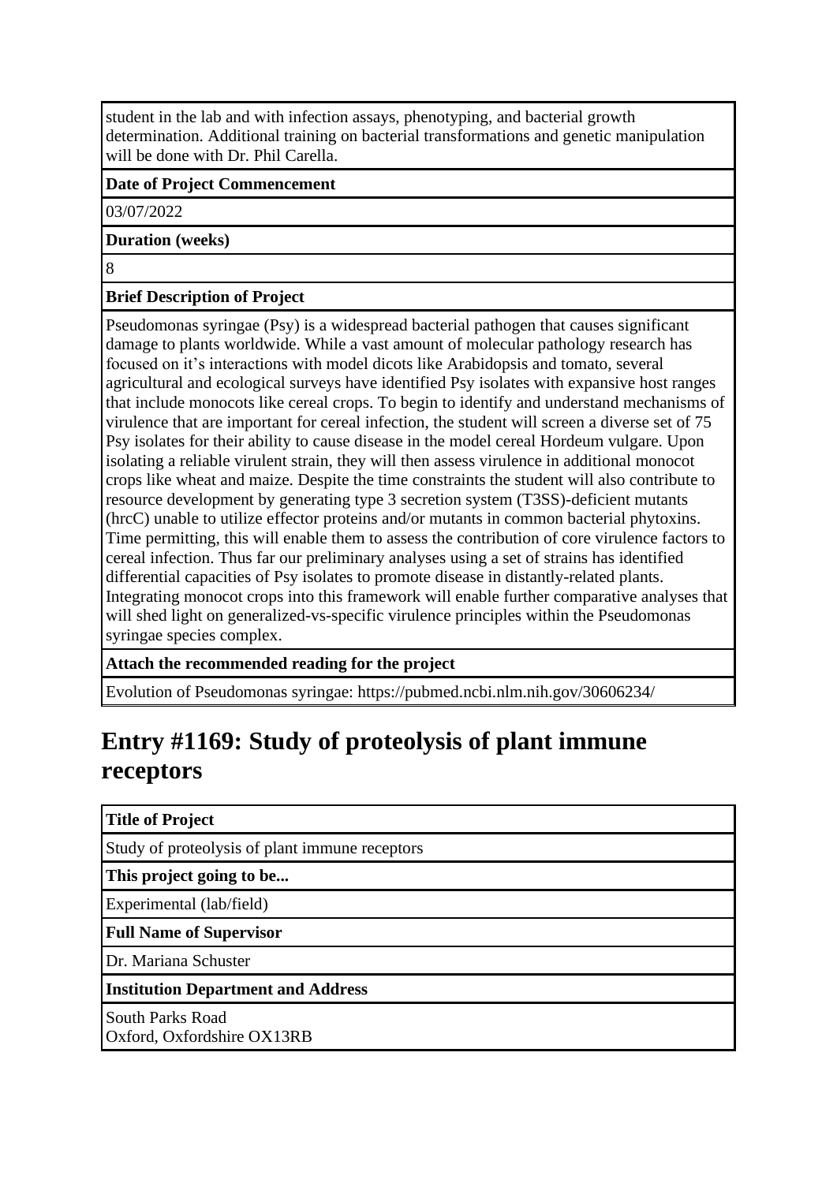student in the lab and with infection assays, phenotyping, and bacterial growth determination. Additional training on bacterial transformations and genetic manipulation will be done with Dr. Phil Carella.

**Date of Project Commencement**

03/07/2022

**Duration (weeks)**

8

**Brief Description of Project**

Pseudomonas syringae (Psy) is a widespread bacterial pathogen that causes significant damage to plants worldwide. While a vast amount of molecular pathology research has focused on it's interactions with model dicots like Arabidopsis and tomato, several agricultural and ecological surveys have identified Psy isolates with expansive host ranges that include monocots like cereal crops. To begin to identify and understand mechanisms of virulence that are important for cereal infection, the student will screen a diverse set of 75 Psy isolates for their ability to cause disease in the model cereal Hordeum vulgare. Upon isolating a reliable virulent strain, they will then assess virulence in additional monocot crops like wheat and maize. Despite the time constraints the student will also contribute to resource development by generating type 3 secretion system (T3SS)-deficient mutants (hrcC) unable to utilize effector proteins and/or mutants in common bacterial phytoxins. Time permitting, this will enable them to assess the contribution of core virulence factors to cereal infection. Thus far our preliminary analyses using a set of strains has identified differential capacities of Psy isolates to promote disease in distantly-related plants. Integrating monocot crops into this framework will enable further comparative analyses that will shed light on generalized-vs-specific virulence principles within the Pseudomonas syringae species complex.

**Attach the recommended reading for the project**

Evolution of Pseudomonas syringae: https://pubmed.ncbi.nlm.nih.gov/30606234/

## Entry #1169: Study of proteolysis of plant immune receptors

**Title of Project**

Study of proteolysis of plant immune receptors

**This project going to be...**

Experimental (lab/field)

**Full Name of Supervisor**

Dr. Mariana Schuster

**Institution Department and Address**

South Parks Road
Oxford, Oxfordshire OX13RB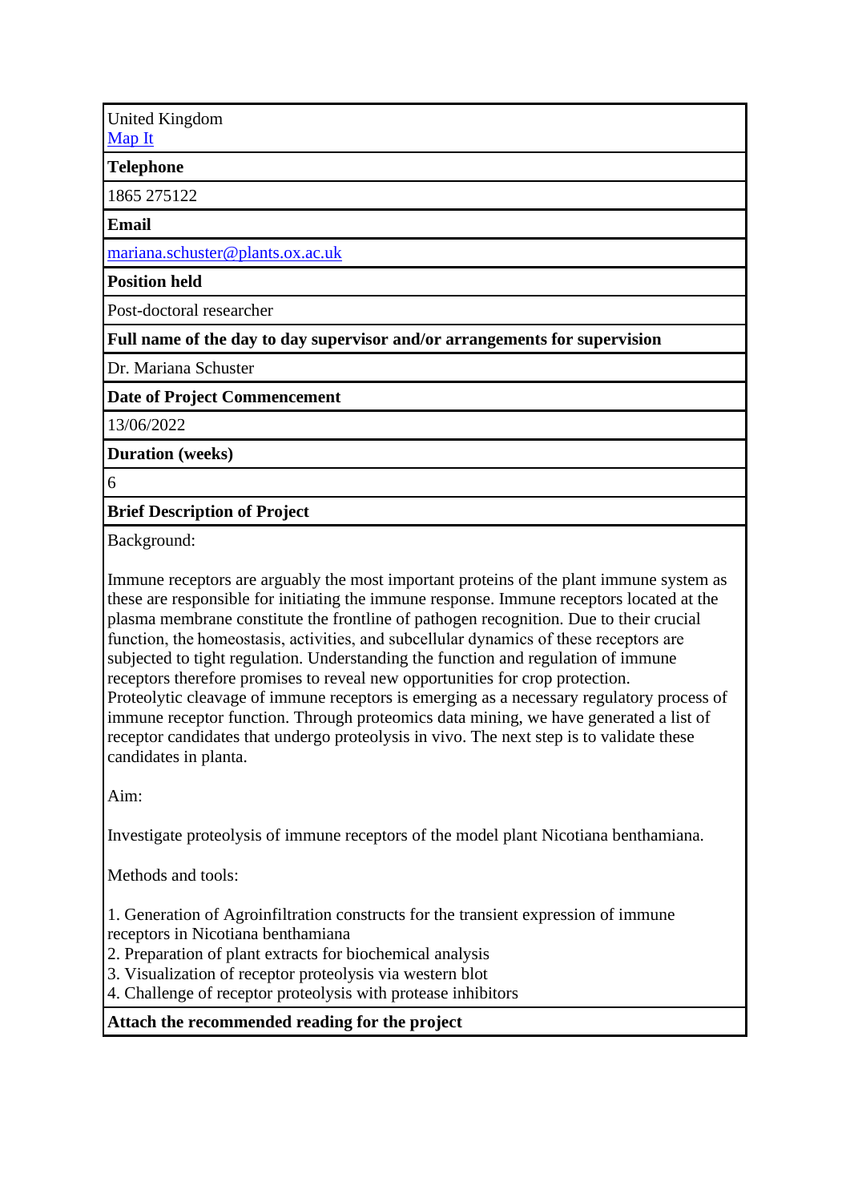| United Kingdom<br>[Map It] |
|---|
| **Telephone** |
| 1865 275122 |
| **Email** |
| mariana.schuster@plants.ox.ac.uk |
| **Position held** |
| Post-doctoral researcher |
| **Full name of the day to day supervisor and/or arrangements for supervision** |
| Dr. Mariana Schuster |
| **Date of Project Commencement** |
| 13/06/2022 |
| **Duration (weeks)** |
| 6 |
| **Brief Description of Project** |
| Background:<br><br>Immune receptors are arguably the most important proteins of the plant immune system as these are responsible for initiating the immune response. Immune receptors located at the plasma membrane constitute the frontline of pathogen recognition. Due to their crucial function, the homeostasis, activities, and subcellular dynamics of these receptors are subjected to tight regulation. Understanding the function and regulation of immune receptors therefore promises to reveal new opportunities for crop protection.<br>Proteolytic cleavage of immune receptors is emerging as a necessary regulatory process of immune receptor function. Through proteomics data mining, we have generated a list of receptor candidates that undergo proteolysis in vivo. The next step is to validate these candidates in planta.<br><br>Aim:<br><br>Investigate proteolysis of immune receptors of the model plant Nicotiana benthamiana.<br><br>Methods and tools:<br><br>1. Generation of Agroinfiltration constructs for the transient expression of immune receptors in Nicotiana benthamiana<br>2. Preparation of plant extracts for biochemical analysis<br>3. Visualization of receptor proteolysis via western blot<br>4. Challenge of receptor proteolysis with protease inhibitors |
| **Attach the recommended reading for the project** |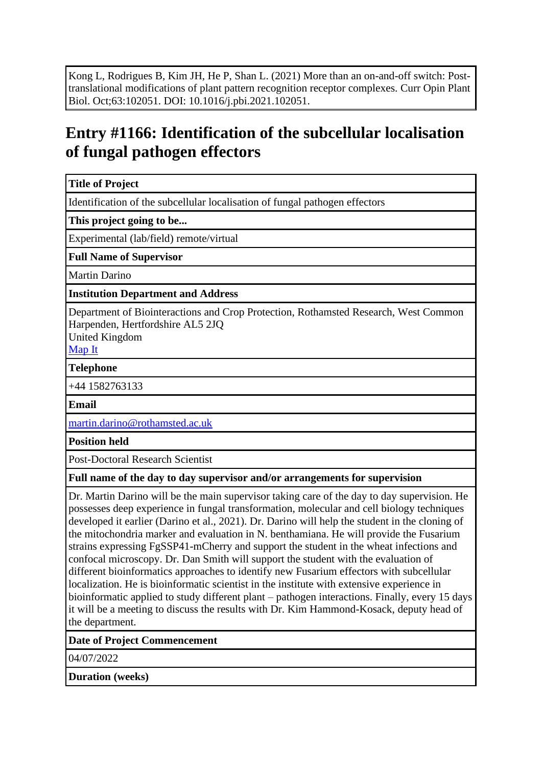Kong L, Rodrigues B, Kim JH, He P, Shan L. (2021) More than an on-and-off switch: Post-translational modifications of plant pattern recognition receptor complexes. Curr Opin Plant Biol. Oct;63:102051. DOI: 10.1016/j.pbi.2021.102051.

## Entry #1166: Identification of the subcellular localisation of fungal pathogen effectors

| **Title of Project** |
|---|
| Identification of the subcellular localisation of fungal pathogen effectors |
| **This project going to be...** |
| Experimental (lab/field) remote/virtual |
| **Full Name of Supervisor** |
| Martin Darino |
| **Institution Department and Address** |
| Department of Biointeractions and Crop Protection, Rothamsted Research, West Common Harpenden, Hertfordshire AL5 2JQ United Kingdom [Map It] |
| **Telephone** |
| +44 1582763133 |
| **Email** |
| martin.darino@rothamsted.ac.uk |
| **Position held** |
| Post-Doctoral Research Scientist |
| **Full name of the day to day supervisor and/or arrangements for supervision** |
| Dr. Martin Darino will be the main supervisor taking care of the day to day supervision. He possesses deep experience in fungal transformation, molecular and cell biology techniques developed it earlier (Darino et al., 2021). Dr. Darino will help the student in the cloning of the mitochondria marker and evaluation in N. benthamiana. He will provide the Fusarium strains expressing FgSSP41-mCherry and support the student in the wheat infections and confocal microscopy. Dr. Dan Smith will support the student with the evaluation of different bioinformatics approaches to identify new Fusarium effectors with subcellular localization. He is bioinformatic scientist in the institute with extensive experience in bioinformatic applied to study different plant – pathogen interactions. Finally, every 15 days it will be a meeting to discuss the results with Dr. Kim Hammond-Kosack, deputy head of the department. |
| **Date of Project Commencement** |
| 04/07/2022 |
| **Duration (weeks)** |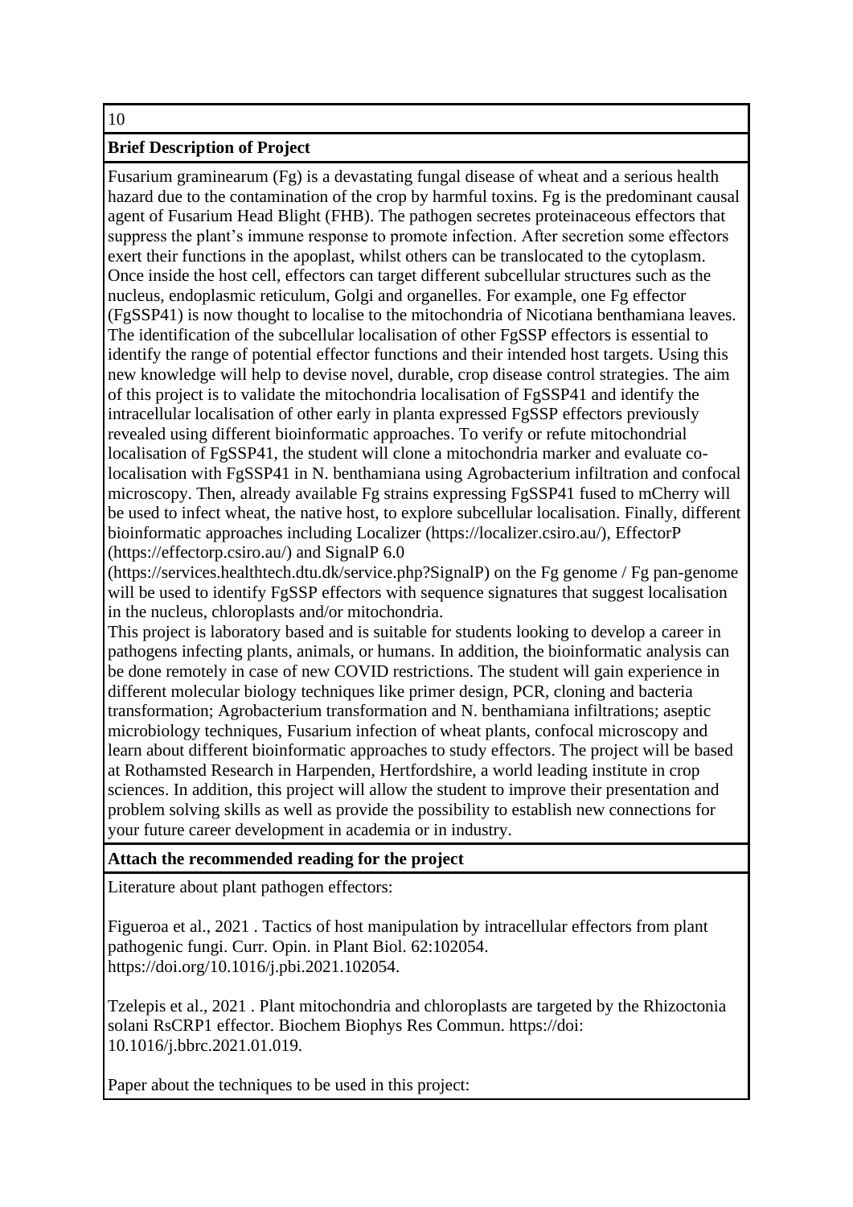10

**Brief Description of Project**

Fusarium graminearum (Fg) is a devastating fungal disease of wheat and a serious health hazard due to the contamination of the crop by harmful toxins. Fg is the predominant causal agent of Fusarium Head Blight (FHB). The pathogen secretes proteinaceous effectors that suppress the plant's immune response to promote infection. After secretion some effectors exert their functions in the apoplast, whilst others can be translocated to the cytoplasm. Once inside the host cell, effectors can target different subcellular structures such as the nucleus, endoplasmic reticulum, Golgi and organelles. For example, one Fg effector (FgSSP41) is now thought to localise to the mitochondria of Nicotiana benthamiana leaves. The identification of the subcellular localisation of other FgSSP effectors is essential to identify the range of potential effector functions and their intended host targets. Using this new knowledge will help to devise novel, durable, crop disease control strategies. The aim of this project is to validate the mitochondria localisation of FgSSP41 and identify the intracellular localisation of other early in planta expressed FgSSP effectors previously revealed using different bioinformatic approaches. To verify or refute mitochondrial localisation of FgSSP41, the student will clone a mitochondria marker and evaluate co-localisation with FgSSP41 in N. benthamiana using Agrobacterium infiltration and confocal microscopy. Then, already available Fg strains expressing FgSSP41 fused to mCherry will be used to infect wheat, the native host, to explore subcellular localisation. Finally, different bioinformatic approaches including Localizer (https://localizer.csiro.au/), EffectorP (https://effectorp.csiro.au/) and SignalP 6.0 (https://services.healthtech.dtu.dk/service.php?SignalP) on the Fg genome / Fg pan-genome will be used to identify FgSSP effectors with sequence signatures that suggest localisation in the nucleus, chloroplasts and/or mitochondria.

This project is laboratory based and is suitable for students looking to develop a career in pathogens infecting plants, animals, or humans. In addition, the bioinformatic analysis can be done remotely in case of new COVID restrictions. The student will gain experience in different molecular biology techniques like primer design, PCR, cloning and bacteria transformation; Agrobacterium transformation and N. benthamiana infiltrations; aseptic microbiology techniques, Fusarium infection of wheat plants, confocal microscopy and learn about different bioinformatic approaches to study effectors. The project will be based at Rothamsted Research in Harpenden, Hertfordshire, a world leading institute in crop sciences. In addition, this project will allow the student to improve their presentation and problem solving skills as well as provide the possibility to establish new connections for your future career development in academia or in industry.

**Attach the recommended reading for the project**

Literature about plant pathogen effectors:

Figueroa et al., 2021 . Tactics of host manipulation by intracellular effectors from plant pathogenic fungi. Curr. Opin. in Plant Biol. 62:102054. https://doi.org/10.1016/j.pbi.2021.102054.

Tzelepis et al., 2021 . Plant mitochondria and chloroplasts are targeted by the Rhizoctonia solani RsCRP1 effector. Biochem Biophys Res Commun. https://doi: 10.1016/j.bbrc.2021.01.019.

Paper about the techniques to be used in this project: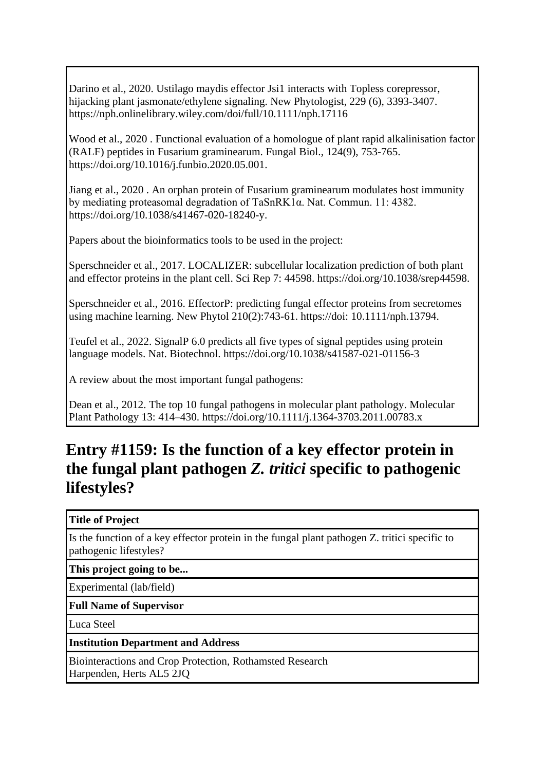Darino et al., 2020. Ustilago maydis effector Jsi1 interacts with Topless corepressor, hijacking plant jasmonate/ethylene signaling. New Phytologist, 229 (6), 3393-3407. https://nph.onlinelibrary.wiley.com/doi/full/10.1111/nph.17116

Wood et al., 2020 . Functional evaluation of a homologue of plant rapid alkalinisation factor (RALF) peptides in Fusarium graminearum. Fungal Biol., 124(9), 753-765. https://doi.org/10.1016/j.funbio.2020.05.001.

Jiang et al., 2020 . An orphan protein of Fusarium graminearum modulates host immunity by mediating proteasomal degradation of TaSnRK1α. Nat. Commun. 11: 4382. https://doi.org/10.1038/s41467-020-18240-y.

Papers about the bioinformatics tools to be used in the project:

Sperschneider et al., 2017. LOCALIZER: subcellular localization prediction of both plant and effector proteins in the plant cell. Sci Rep 7: 44598. https://doi.org/10.1038/srep44598.

Sperschneider et al., 2016. EffectorP: predicting fungal effector proteins from secretomes using machine learning. New Phytol 210(2):743-61. https://doi: 10.1111/nph.13794.

Teufel et al., 2022. SignalP 6.0 predicts all five types of signal peptides using protein language models. Nat. Biotechnol. https://doi.org/10.1038/s41587-021-01156-3

A review about the most important fungal pathogens:

Dean et al., 2012. The top 10 fungal pathogens in molecular plant pathology. Molecular Plant Pathology 13: 414–430. https://doi.org/10.1111/j.1364-3703.2011.00783.x

## Entry #1159: Is the function of a key effector protein in the fungal plant pathogen *Z. tritici* specific to pathogenic lifestyles?

**Title of Project**

Is the function of a key effector protein in the fungal plant pathogen Z. tritici specific to pathogenic lifestyles?

**This project going to be...**

Experimental (lab/field)

**Full Name of Supervisor**

Luca Steel

**Institution Department and Address**

Biointeractions and Crop Protection, Rothamsted Research
Harpenden, Herts AL5 2JQ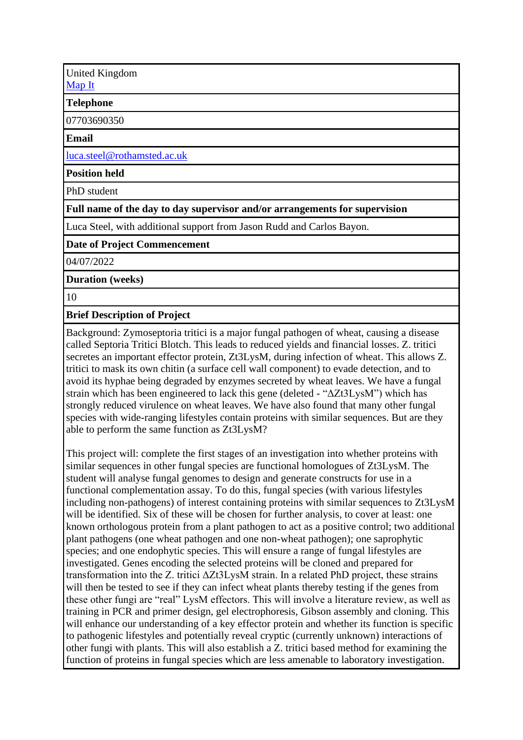| United Kingdom<br>[Map It]() |
| --- |
| **Telephone** |
| 07703690350 |
| **Email** |
| [luca.steel@rothamsted.ac.uk](mailto:luca.steel@rothamsted.ac.uk) |
| **Position held** |
| PhD student |
| **Full name of the day to day supervisor and/or arrangements for supervision** |
| Luca Steel, with additional support from Jason Rudd and Carlos Bayon. |
| **Date of Project Commencement** |
| 04/07/2022 |
| **Duration (weeks)** |
| 10 |
| **Brief Description of Project** |
| Background: Zymoseptoria tritici is a major fungal pathogen of wheat, causing a disease called Septoria Tritici Blotch. This leads to reduced yields and financial losses. Z. tritici secretes an important effector protein, Zt3LysM, during infection of wheat. This allows Z. tritici to mask its own chitin (a surface cell wall component) to evade detection, and to avoid its hyphae being degraded by enzymes secreted by wheat leaves. We have a fungal strain which has been engineered to lack this gene (deleted - "ΔZt3LysM") which has strongly reduced virulence on wheat leaves. We have also found that many other fungal species with wide-ranging lifestyles contain proteins with similar sequences. But are they able to perform the same function as Zt3LysM?<br><br>This project will: complete the first stages of an investigation into whether proteins with similar sequences in other fungal species are functional homologues of Zt3LysM. The student will analyse fungal genomes to design and generate constructs for use in a functional complementation assay. To do this, fungal species (with various lifestyles including non-pathogens) of interest containing proteins with similar sequences to Zt3LysM will be identified. Six of these will be chosen for further analysis, to cover at least: one known orthologous protein from a plant pathogen to act as a positive control; two additional plant pathogens (one wheat pathogen and one non-wheat pathogen); one saprophytic species; and one endophytic species. This will ensure a range of fungal lifestyles are investigated. Genes encoding the selected proteins will be cloned and prepared for transformation into the Z. tritici ΔZt3LysM strain. In a related PhD project, these strains will then be tested to see if they can infect wheat plants thereby testing if the genes from these other fungi are "real" LysM effectors. This will involve a literature review, as well as training in PCR and primer design, gel electrophoresis, Gibson assembly and cloning. This will enhance our understanding of a key effector protein and whether its function is specific to pathogenic lifestyles and potentially reveal cryptic (currently unknown) interactions of other fungi with plants. This will also establish a Z. tritici based method for examining the function of proteins in fungal species which are less amenable to laboratory investigation. |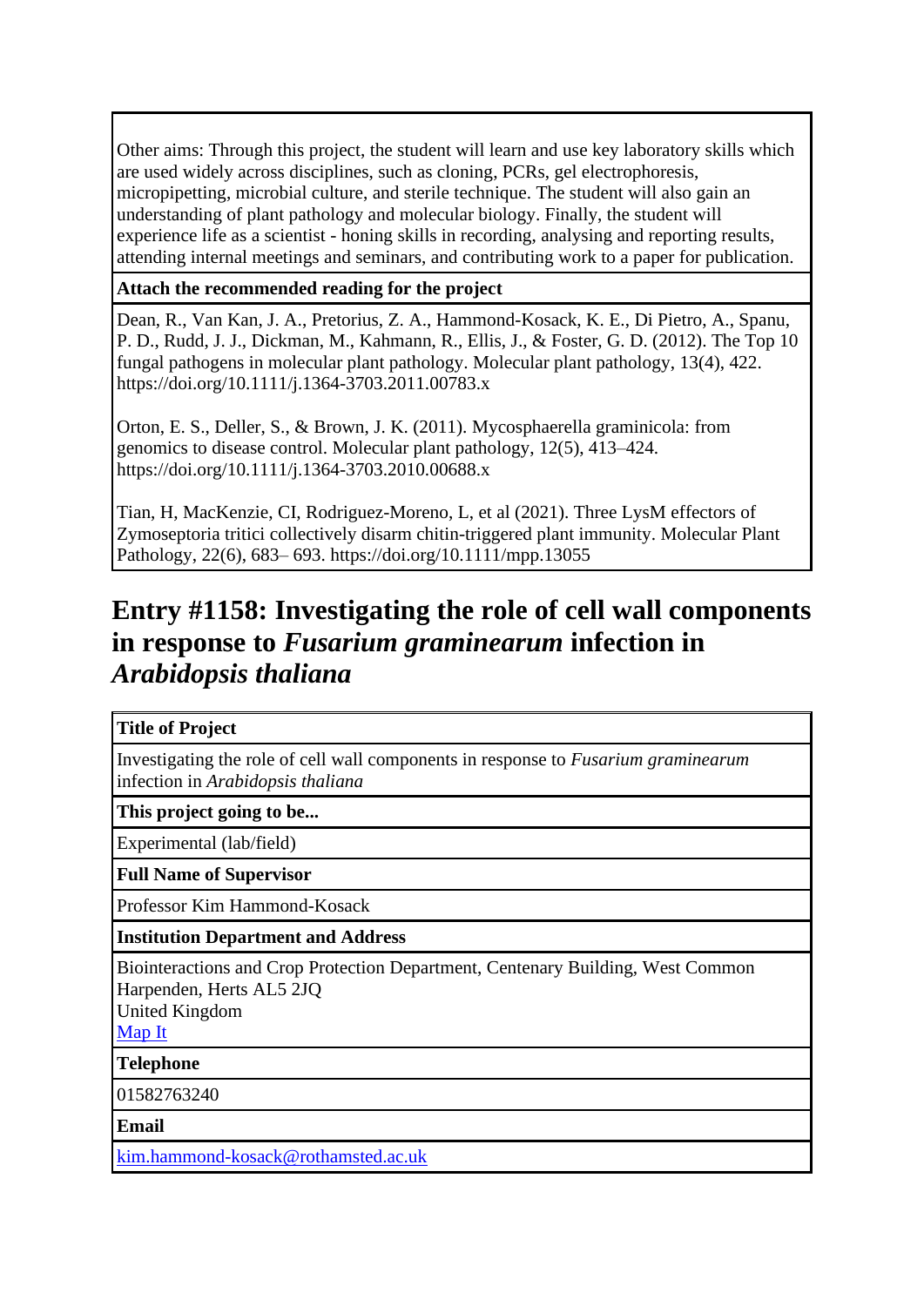| |
|---|
| Other aims: Through this project, the student will learn and use key laboratory skills which are used widely across disciplines, such as cloning, PCRs, gel electrophoresis, micropipetting, microbial culture, and sterile technique. The student will also gain an understanding of plant pathology and molecular biology. Finally, the student will experience life as a scientist - honing skills in recording, analysing and reporting results, attending internal meetings and seminars, and contributing work to a paper for publication. |
| **Attach the recommended reading for the project** |
| Dean, R., Van Kan, J. A., Pretorius, Z. A., Hammond-Kosack, K. E., Di Pietro, A., Spanu, P. D., Rudd, J. J., Dickman, M., Kahmann, R., Ellis, J., & Foster, G. D. (2012). The Top 10 fungal pathogens in molecular plant pathology. Molecular plant pathology, 13(4), 422. https://doi.org/10.1111/j.1364-3703.2011.00783.x<br><br>Orton, E. S., Deller, S., & Brown, J. K. (2011). Mycosphaerella graminicola: from genomics to disease control. Molecular plant pathology, 12(5), 413–424. https://doi.org/10.1111/j.1364-3703.2010.00688.x<br><br>Tian, H, MacKenzie, CI, Rodriguez-Moreno, L, et al (2021). Three LysM effectors of Zymoseptoria tritici collectively disarm chitin-triggered plant immunity. Molecular Plant Pathology, 22(6), 683– 693. https://doi.org/10.1111/mpp.13055 |

## Entry #1158: Investigating the role of cell wall components in response to *Fusarium graminearum* infection in *Arabidopsis thaliana*

| |
|---|
| **Title of Project** |
| Investigating the role of cell wall components in response to *Fusarium graminearum* infection in *Arabidopsis thaliana* |
| **This project going to be...** |
| Experimental (lab/field) |
| **Full Name of Supervisor** |
| Professor Kim Hammond-Kosack |
| **Institution Department and Address** |
| Biointeractions and Crop Protection Department, Centenary Building, West Common<br>Harpenden, Herts AL5 2JQ<br>United Kingdom<br>Map It |
| **Telephone** |
| 01582763240 |
| **Email** |
| kim.hammond-kosack@rothamsted.ac.uk |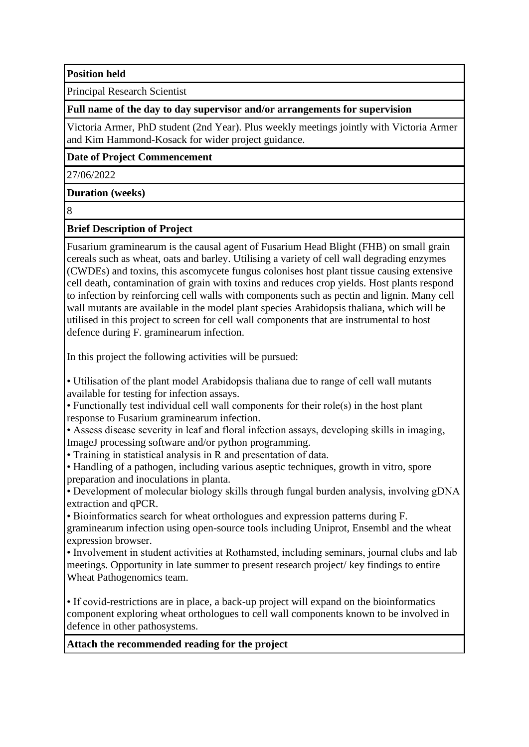**Position held**

Principal Research Scientist

**Full name of the day to day supervisor and/or arrangements for supervision**

Victoria Armer, PhD student (2nd Year). Plus weekly meetings jointly with Victoria Armer and Kim Hammond-Kosack for wider project guidance.

**Date of Project Commencement**

27/06/2022

**Duration (weeks)**

8

**Brief Description of Project**

Fusarium graminearum is the causal agent of Fusarium Head Blight (FHB) on small grain cereals such as wheat, oats and barley. Utilising a variety of cell wall degrading enzymes (CWDEs) and toxins, this ascomycete fungus colonises host plant tissue causing extensive cell death, contamination of grain with toxins and reduces crop yields. Host plants respond to infection by reinforcing cell walls with components such as pectin and lignin. Many cell wall mutants are available in the model plant species Arabidopsis thaliana, which will be utilised in this project to screen for cell wall components that are instrumental to host defence during F. graminearum infection.

In this project the following activities will be pursued:

- Utilisation of the plant model Arabidopsis thaliana due to range of cell wall mutants available for testing for infection assays.
- Functionally test individual cell wall components for their role(s) in the host plant response to Fusarium graminearum infection.
- Assess disease severity in leaf and floral infection assays, developing skills in imaging, ImageJ processing software and/or python programming.
- Training in statistical analysis in R and presentation of data.
- Handling of a pathogen, including various aseptic techniques, growth in vitro, spore preparation and inoculations in planta.
- Development of molecular biology skills through fungal burden analysis, involving gDNA extraction and qPCR.
- Bioinformatics search for wheat orthologues and expression patterns during F. graminearum infection using open-source tools including Uniprot, Ensembl and the wheat expression browser.
- Involvement in student activities at Rothamsted, including seminars, journal clubs and lab meetings. Opportunity in late summer to present research project/ key findings to entire Wheat Pathogenomics team.

- If covid-restrictions are in place, a back-up project will expand on the bioinformatics component exploring wheat orthologues to cell wall components known to be involved in defence in other pathosystems.

**Attach the recommended reading for the project**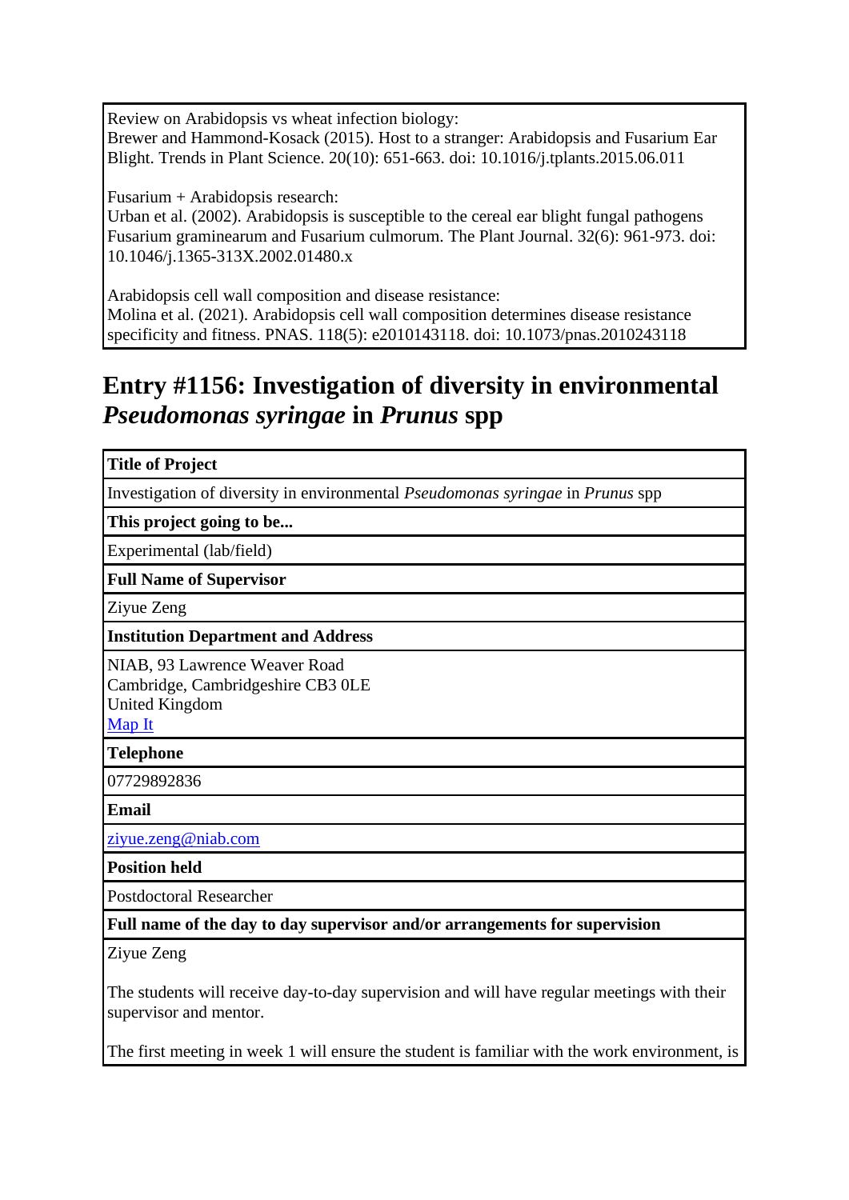Review on Arabidopsis vs wheat infection biology:
Brewer and Hammond-Kosack (2015). Host to a stranger: Arabidopsis and Fusarium Ear Blight. Trends in Plant Science. 20(10): 651-663. doi: 10.1016/j.tplants.2015.06.011

Fusarium + Arabidopsis research:
Urban et al. (2002). Arabidopsis is susceptible to the cereal ear blight fungal pathogens Fusarium graminearum and Fusarium culmorum. The Plant Journal. 32(6): 961-973. doi: 10.1046/j.1365-313X.2002.01480.x

Arabidopsis cell wall composition and disease resistance:
Molina et al. (2021). Arabidopsis cell wall composition determines disease resistance specificity and fitness. PNAS. 118(5): e2010143118. doi: 10.1073/pnas.2010243118

## Entry #1156: Investigation of diversity in environmental *Pseudomonas syringae* in *Prunus* spp

| **Title of Project** |
| --- |
| Investigation of diversity in environmental *Pseudomonas syringae* in *Prunus* spp |
| **This project going to be...** |
| Experimental (lab/field) |
| **Full Name of Supervisor** |
| Ziyue Zeng |
| **Institution Department and Address** |
| NIAB, 93 Lawrence Weaver Road<br>Cambridge, Cambridgeshire CB3 0LE<br>United Kingdom<br>Map It |
| **Telephone** |
| 07729892836 |
| **Email** |
| ziyue.zeng@niab.com |
| **Position held** |
| Postdoctoral Researcher |
| **Full name of the day to day supervisor and/or arrangements for supervision** |
| Ziyue Zeng<br><br>The students will receive day-to-day supervision and will have regular meetings with their supervisor and mentor.<br><br>The first meeting in week 1 will ensure the student is familiar with the work environment, is |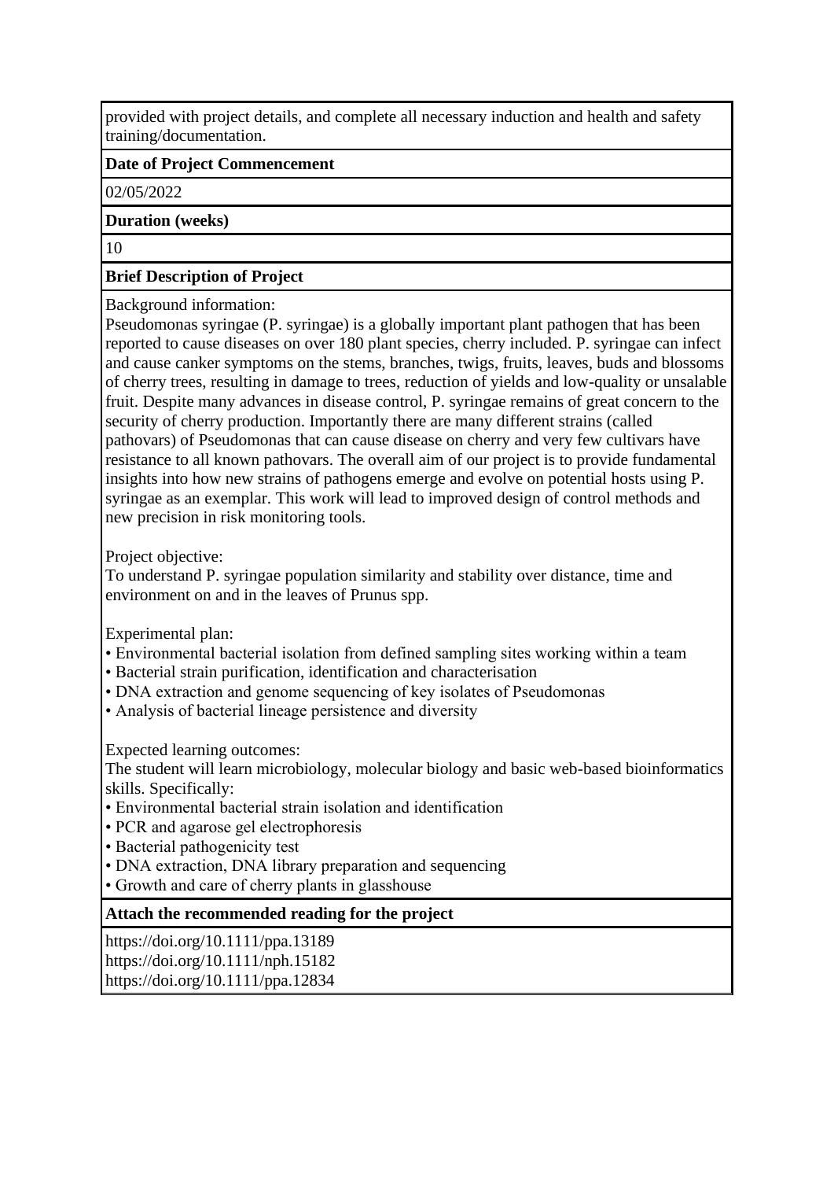provided with project details, and complete all necessary induction and health and safety training/documentation.

**Date of Project Commencement**

02/05/2022

**Duration (weeks)**

10

**Brief Description of Project**

Background information:
Pseudomonas syringae (P. syringae) is a globally important plant pathogen that has been reported to cause diseases on over 180 plant species, cherry included. P. syringae can infect and cause canker symptoms on the stems, branches, twigs, fruits, leaves, buds and blossoms of cherry trees, resulting in damage to trees, reduction of yields and low-quality or unsalable fruit. Despite many advances in disease control, P. syringae remains of great concern to the security of cherry production. Importantly there are many different strains (called pathovars) of Pseudomonas that can cause disease on cherry and very few cultivars have resistance to all known pathovars. The overall aim of our project is to provide fundamental insights into how new strains of pathogens emerge and evolve on potential hosts using P. syringae as an exemplar. This work will lead to improved design of control methods and new precision in risk monitoring tools.

Project objective:
To understand P. syringae population similarity and stability over distance, time and environment on and in the leaves of Prunus spp.

Experimental plan:

- Environmental bacterial isolation from defined sampling sites working within a team
- Bacterial strain purification, identification and characterisation
- DNA extraction and genome sequencing of key isolates of Pseudomonas
- Analysis of bacterial lineage persistence and diversity

Expected learning outcomes:
The student will learn microbiology, molecular biology and basic web-based bioinformatics skills. Specifically:

- Environmental bacterial strain isolation and identification
- PCR and agarose gel electrophoresis
- Bacterial pathogenicity test
- DNA extraction, DNA library preparation and sequencing
- Growth and care of cherry plants in glasshouse

**Attach the recommended reading for the project**

https://doi.org/10.1111/ppa.13189
https://doi.org/10.1111/nph.15182
https://doi.org/10.1111/ppa.12834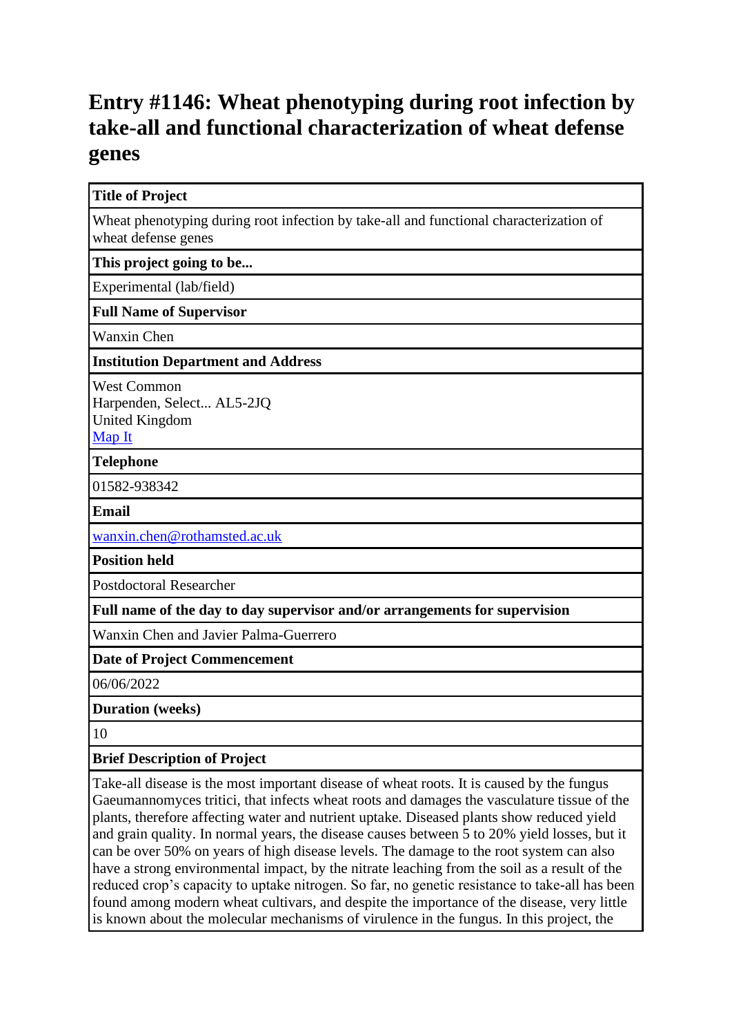# Entry #1146: Wheat phenotyping during root infection by take-all and functional characterization of wheat defense genes

| **Title of Project** |
|---|
| Wheat phenotyping during root infection by take-all and functional characterization of wheat defense genes |
| **This project going to be...** |
| Experimental (lab/field) |
| **Full Name of Supervisor** |
| Wanxin Chen |
| **Institution Department and Address** |
| West Common<br>Harpenden, Select... AL5-2JQ<br>United Kingdom<br>Map It |
| **Telephone** |
| 01582-938342 |
| **Email** |
| wanxin.chen@rothamsted.ac.uk |
| **Position held** |
| Postdoctoral Researcher |
| **Full name of the day to day supervisor and/or arrangements for supervision** |
| Wanxin Chen and Javier Palma-Guerrero |
| **Date of Project Commencement** |
| 06/06/2022 |
| **Duration (weeks)** |
| 10 |
| **Brief Description of Project** |
| Take-all disease is the most important disease of wheat roots. It is caused by the fungus Gaeumannomyces tritici, that infects wheat roots and damages the vasculature tissue of the plants, therefore affecting water and nutrient uptake. Diseased plants show reduced yield and grain quality. In normal years, the disease causes between 5 to 20% yield losses, but it can be over 50% on years of high disease levels. The damage to the root system can also have a strong environmental impact, by the nitrate leaching from the soil as a result of the reduced crop's capacity to uptake nitrogen. So far, no genetic resistance to take-all has been found among modern wheat cultivars, and despite the importance of the disease, very little is known about the molecular mechanisms of virulence in the fungus. In this project, the |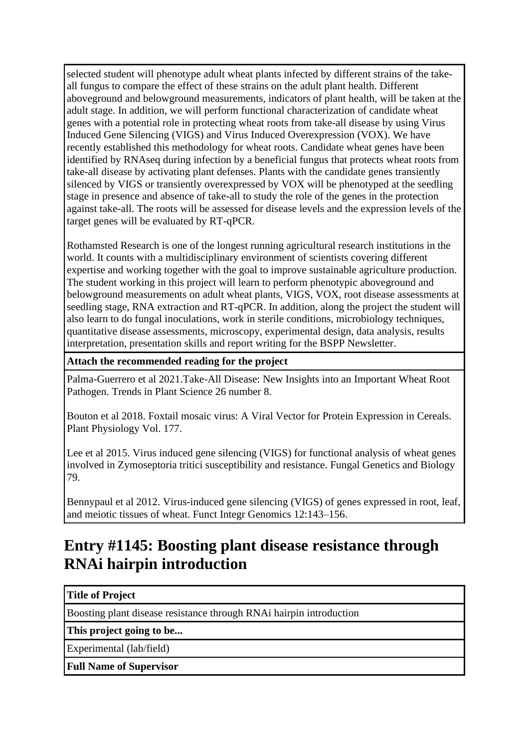selected student will phenotype adult wheat plants infected by different strains of the take-all fungus to compare the effect of these strains on the adult plant health. Different aboveground and belowground measurements, indicators of plant health, will be taken at the adult stage. In addition, we will perform functional characterization of candidate wheat genes with a potential role in protecting wheat roots from take-all disease by using Virus Induced Gene Silencing (VIGS) and Virus Induced Overexpression (VOX). We have recently established this methodology for wheat roots. Candidate wheat genes have been identified by RNAseq during infection by a beneficial fungus that protects wheat roots from take-all disease by activating plant defenses. Plants with the candidate genes transiently silenced by VIGS or transiently overexpressed by VOX will be phenotyped at the seedling stage in presence and absence of take-all to study the role of the genes in the protection against take-all. The roots will be assessed for disease levels and the expression levels of the target genes will be evaluated by RT-qPCR.

Rothamsted Research is one of the longest running agricultural research institutions in the world. It counts with a multidisciplinary environment of scientists covering different expertise and working together with the goal to improve sustainable agriculture production. The student working in this project will learn to perform phenotypic aboveground and belowground measurements on adult wheat plants, VIGS, VOX, root disease assessments at seedling stage, RNA extraction and RT-qPCR. In addition, along the project the student will also learn to do fungal inoculations, work in sterile conditions, microbiology techniques, quantitative disease assessments, microscopy, experimental design, data analysis, results interpretation, presentation skills and report writing for the BSPP Newsletter.

**Attach the recommended reading for the project**

Palma-Guerrero et al 2021.Take-All Disease: New Insights into an Important Wheat Root Pathogen. Trends in Plant Science 26 number 8.

Bouton et al 2018. Foxtail mosaic virus: A Viral Vector for Protein Expression in Cereals. Plant Physiology Vol. 177.

Lee et al 2015. Virus induced gene silencing (VIGS) for functional analysis of wheat genes involved in Zymoseptoria tritici susceptibility and resistance. Fungal Genetics and Biology 79.

Bennypaul et al 2012. Virus-induced gene silencing (VIGS) of genes expressed in root, leaf, and meiotic tissues of wheat. Funct Integr Genomics 12:143–156.

## Entry #1145: Boosting plant disease resistance through RNAi hairpin introduction

**Title of Project**

Boosting plant disease resistance through RNAi hairpin introduction

**This project going to be...**

Experimental (lab/field)

**Full Name of Supervisor**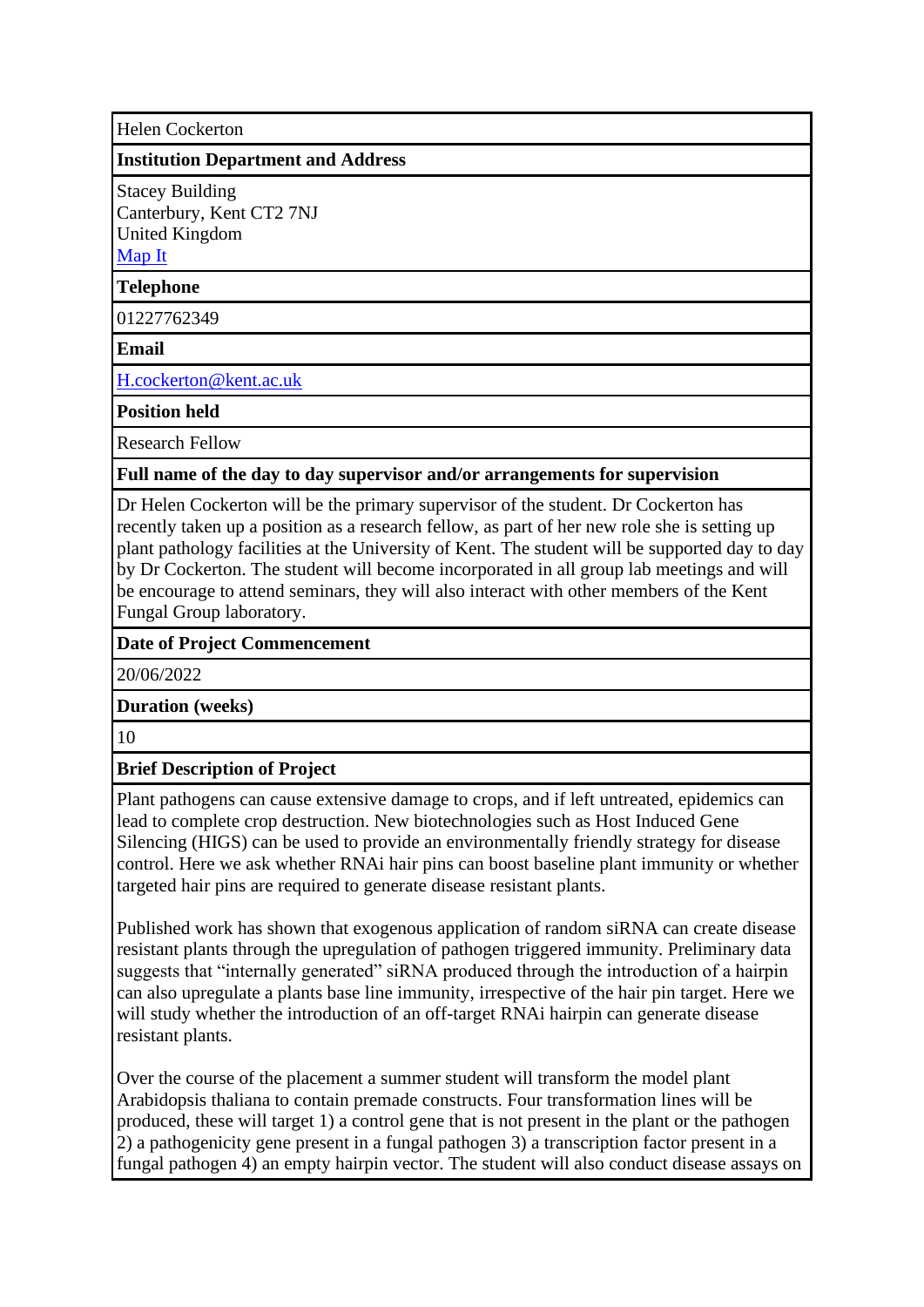Helen Cockerton

**Institution Department and Address**

Stacey Building
Canterbury, Kent CT2 7NJ
United Kingdom
Map It

**Telephone**

01227762349

**Email**

H.cockerton@kent.ac.uk

**Position held**

Research Fellow

**Full name of the day to day supervisor and/or arrangements for supervision**

Dr Helen Cockerton will be the primary supervisor of the student. Dr Cockerton has recently taken up a position as a research fellow, as part of her new role she is setting up plant pathology facilities at the University of Kent. The student will be supported day to day by Dr Cockerton. The student will become incorporated in all group lab meetings and will be encourage to attend seminars, they will also interact with other members of the Kent Fungal Group laboratory.

**Date of Project Commencement**

20/06/2022

**Duration (weeks)**

10

**Brief Description of Project**

Plant pathogens can cause extensive damage to crops, and if left untreated, epidemics can lead to complete crop destruction. New biotechnologies such as Host Induced Gene Silencing (HIGS) can be used to provide an environmentally friendly strategy for disease control. Here we ask whether RNAi hair pins can boost baseline plant immunity or whether targeted hair pins are required to generate disease resistant plants.

Published work has shown that exogenous application of random siRNA can create disease resistant plants through the upregulation of pathogen triggered immunity. Preliminary data suggests that "internally generated" siRNA produced through the introduction of a hairpin can also upregulate a plants base line immunity, irrespective of the hair pin target. Here we will study whether the introduction of an off-target RNAi hairpin can generate disease resistant plants.

Over the course of the placement a summer student will transform the model plant Arabidopsis thaliana to contain premade constructs. Four transformation lines will be produced, these will target 1) a control gene that is not present in the plant or the pathogen 2) a pathogenicity gene present in a fungal pathogen 3) a transcription factor present in a fungal pathogen 4) an empty hairpin vector. The student will also conduct disease assays on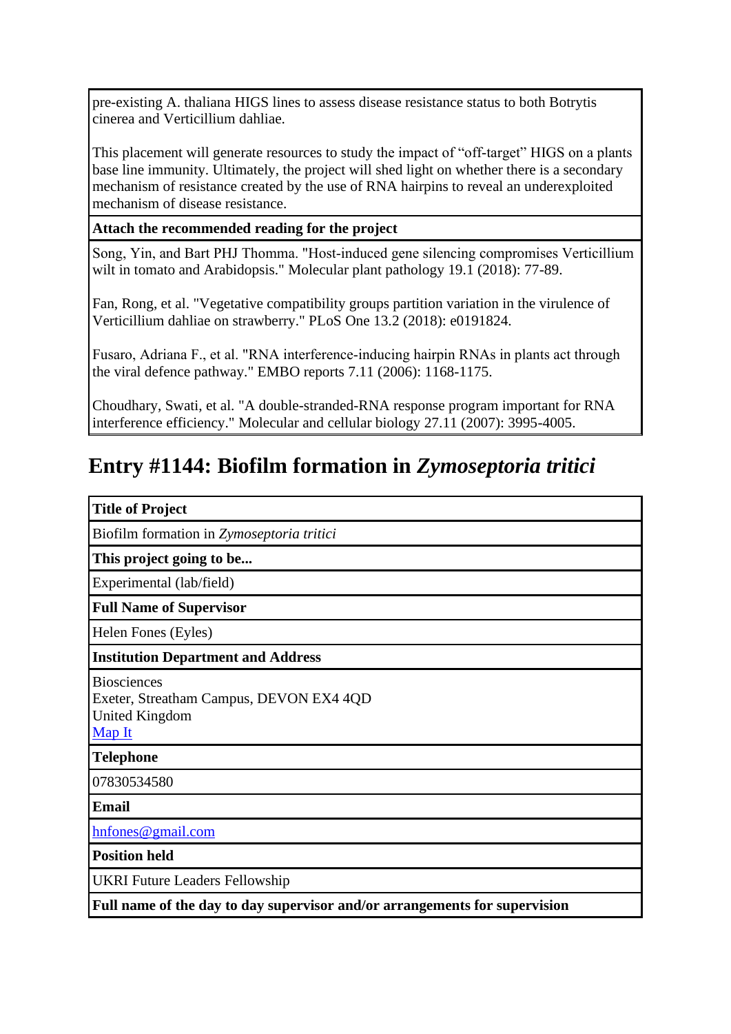pre-existing A. thaliana HIGS lines to assess disease resistance status to both Botrytis cinerea and Verticillium dahliae.

This placement will generate resources to study the impact of "off-target" HIGS on a plants base line immunity. Ultimately, the project will shed light on whether there is a secondary mechanism of resistance created by the use of RNA hairpins to reveal an underexploited mechanism of disease resistance.

**Attach the recommended reading for the project**

Song, Yin, and Bart PHJ Thomma. "Host-induced gene silencing compromises Verticillium wilt in tomato and Arabidopsis." Molecular plant pathology 19.1 (2018): 77-89.

Fan, Rong, et al. "Vegetative compatibility groups partition variation in the virulence of Verticillium dahliae on strawberry." PLoS One 13.2 (2018): e0191824.

Fusaro, Adriana F., et al. "RNA interference-inducing hairpin RNAs in plants act through the viral defence pathway." EMBO reports 7.11 (2006): 1168-1175.

Choudhary, Swati, et al. "A double-stranded-RNA response program important for RNA interference efficiency." Molecular and cellular biology 27.11 (2007): 3995-4005.

## Entry #1144: Biofilm formation in *Zymoseptoria tritici*

**Title of Project**

Biofilm formation in *Zymoseptoria tritici*

**This project going to be...**

Experimental (lab/field)

**Full Name of Supervisor**

Helen Fones (Eyles)

**Institution Department and Address**

Biosciences
Exeter, Streatham Campus, DEVON EX4 4QD
United Kingdom
Map It

**Telephone**

07830534580

**Email**

hnfones@gmail.com

**Position held**

UKRI Future Leaders Fellowship

**Full name of the day to day supervisor and/or arrangements for supervision**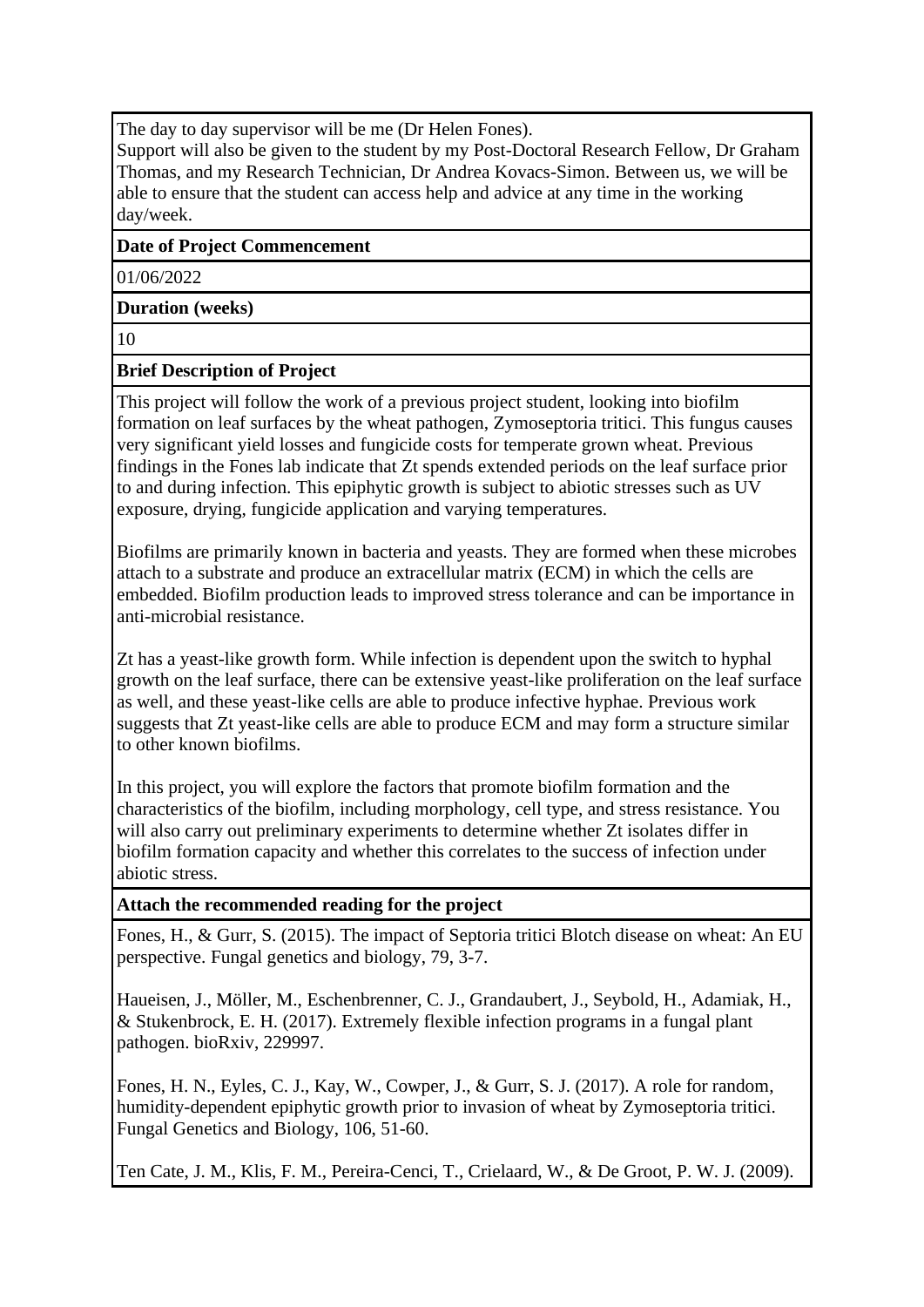The day to day supervisor will be me (Dr Helen Fones).
Support will also be given to the student by my Post-Doctoral Research Fellow, Dr Graham Thomas, and my Research Technician, Dr Andrea Kovacs-Simon. Between us, we will be able to ensure that the student can access help and advice at any time in the working day/week.

**Date of Project Commencement**

01/06/2022

**Duration (weeks)**

10

**Brief Description of Project**

This project will follow the work of a previous project student, looking into biofilm formation on leaf surfaces by the wheat pathogen, Zymoseptoria tritici. This fungus causes very significant yield losses and fungicide costs for temperate grown wheat. Previous findings in the Fones lab indicate that Zt spends extended periods on the leaf surface prior to and during infection. This epiphytic growth is subject to abiotic stresses such as UV exposure, drying, fungicide application and varying temperatures.

Biofilms are primarily known in bacteria and yeasts. They are formed when these microbes attach to a substrate and produce an extracellular matrix (ECM) in which the cells are embedded. Biofilm production leads to improved stress tolerance and can be importance in anti-microbial resistance.

Zt has a yeast-like growth form. While infection is dependent upon the switch to hyphal growth on the leaf surface, there can be extensive yeast-like proliferation on the leaf surface as well, and these yeast-like cells are able to produce infective hyphae. Previous work suggests that Zt yeast-like cells are able to produce ECM and may form a structure similar to other known biofilms.

In this project, you will explore the factors that promote biofilm formation and the characteristics of the biofilm, including morphology, cell type, and stress resistance. You will also carry out preliminary experiments to determine whether Zt isolates differ in biofilm formation capacity and whether this correlates to the success of infection under abiotic stress.

**Attach the recommended reading for the project**

Fones, H., & Gurr, S. (2015). The impact of Septoria tritici Blotch disease on wheat: An EU perspective. Fungal genetics and biology, 79, 3-7.

Haueisen, J., Möller, M., Eschenbrenner, C. J., Grandaubert, J., Seybold, H., Adamiak, H., & Stukenbrock, E. H. (2017). Extremely flexible infection programs in a fungal plant pathogen. bioRxiv, 229997.

Fones, H. N., Eyles, C. J., Kay, W., Cowper, J., & Gurr, S. J. (2017). A role for random, humidity-dependent epiphytic growth prior to invasion of wheat by Zymoseptoria tritici. Fungal Genetics and Biology, 106, 51-60.

Ten Cate, J. M., Klis, F. M., Pereira-Cenci, T., Crielaard, W., & De Groot, P. W. J. (2009).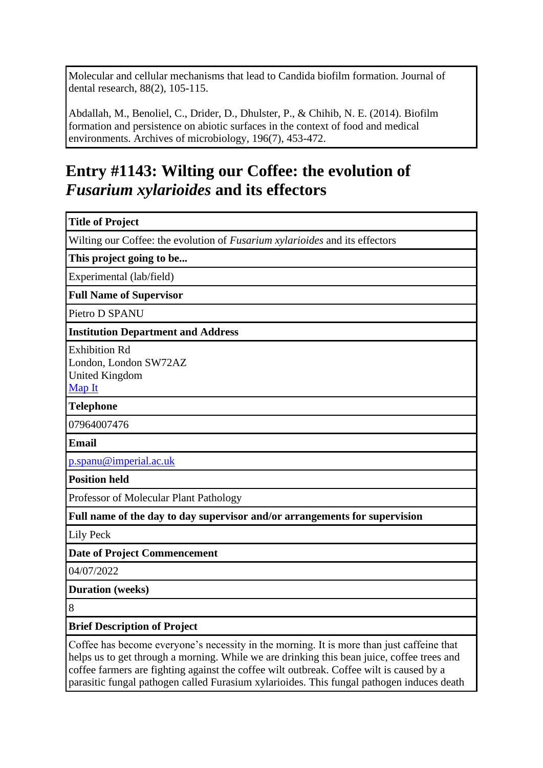Molecular and cellular mechanisms that lead to Candida biofilm formation. Journal of dental research, 88(2), 105-115.

Abdallah, M., Benoliel, C., Drider, D., Dhulster, P., & Chihib, N. E. (2014). Biofilm formation and persistence on abiotic surfaces in the context of food and medical environments. Archives of microbiology, 196(7), 453-472.

## Entry #1143: Wilting our Coffee: the evolution of *Fusarium xylarioides* and its effectors

| **Title of Project** |
|---|
| Wilting our Coffee: the evolution of *Fusarium xylarioides* and its effectors |
| **This project going to be...** |
| Experimental (lab/field) |
| **Full Name of Supervisor** |
| Pietro D SPANU |
| **Institution Department and Address** |
| Exhibition Rd<br>London, London SW72AZ<br>United Kingdom<br>Map It |
| **Telephone** |
| 07964007476 |
| **Email** |
| p.spanu@imperial.ac.uk |
| **Position held** |
| Professor of Molecular Plant Pathology |
| **Full name of the day to day supervisor and/or arrangements for supervision** |
| Lily Peck |
| **Date of Project Commencement** |
| 04/07/2022 |
| **Duration (weeks)** |
| 8 |
| **Brief Description of Project** |
| Coffee has become everyone's necessity in the morning. It is more than just caffeine that helps us to get through a morning. While we are drinking this bean juice, coffee trees and coffee farmers are fighting against the coffee wilt outbreak. Coffee wilt is caused by a parasitic fungal pathogen called Furasium xylarioides. This fungal pathogen induces death |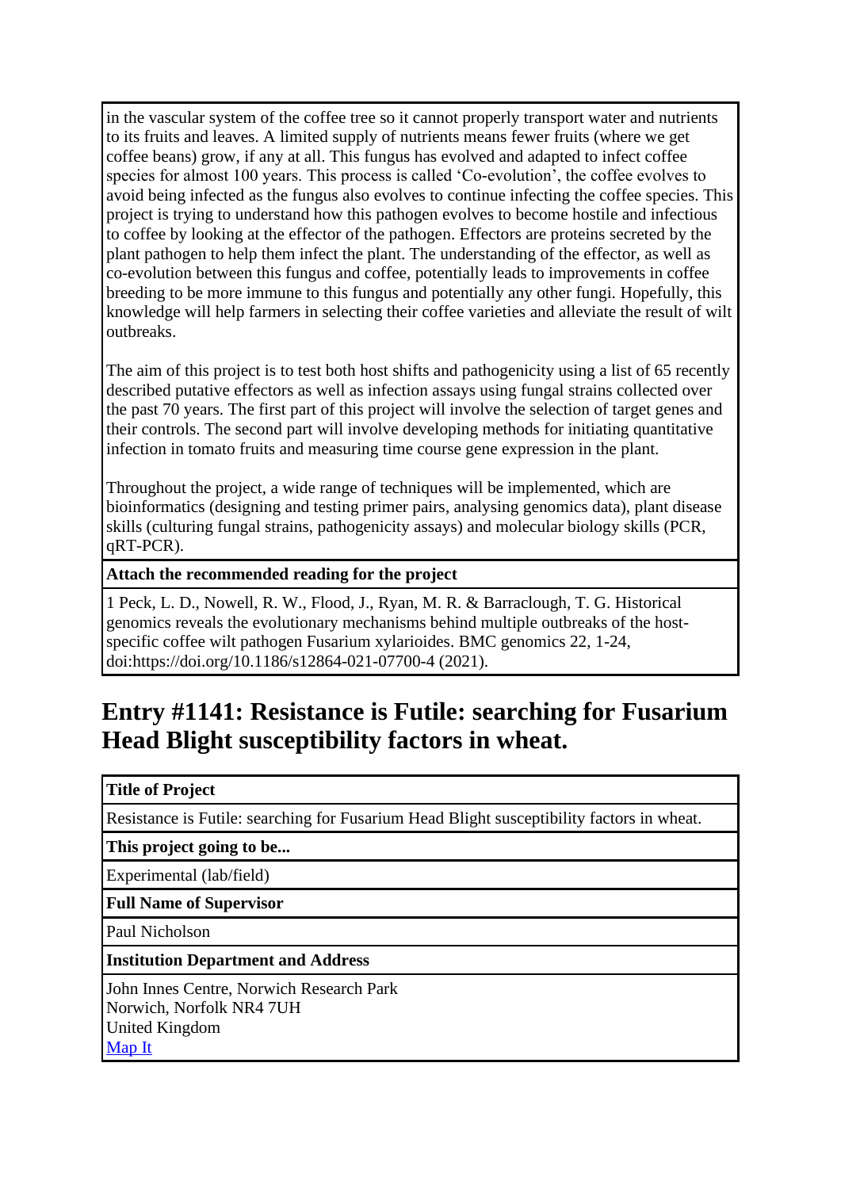in the vascular system of the coffee tree so it cannot properly transport water and nutrients to its fruits and leaves. A limited supply of nutrients means fewer fruits (where we get coffee beans) grow, if any at all. This fungus has evolved and adapted to infect coffee species for almost 100 years. This process is called 'Co-evolution', the coffee evolves to avoid being infected as the fungus also evolves to continue infecting the coffee species. This project is trying to understand how this pathogen evolves to become hostile and infectious to coffee by looking at the effector of the pathogen. Effectors are proteins secreted by the plant pathogen to help them infect the plant. The understanding of the effector, as well as co-evolution between this fungus and coffee, potentially leads to improvements in coffee breeding to be more immune to this fungus and potentially any other fungi. Hopefully, this knowledge will help farmers in selecting their coffee varieties and alleviate the result of wilt outbreaks.

The aim of this project is to test both host shifts and pathogenicity using a list of 65 recently described putative effectors as well as infection assays using fungal strains collected over the past 70 years. The first part of this project will involve the selection of target genes and their controls. The second part will involve developing methods for initiating quantitative infection in tomato fruits and measuring time course gene expression in the plant.

Throughout the project, a wide range of techniques will be implemented, which are bioinformatics (designing and testing primer pairs, analysing genomics data), plant disease skills (culturing fungal strains, pathogenicity assays) and molecular biology skills (PCR, qRT-PCR).

**Attach the recommended reading for the project**

1 Peck, L. D., Nowell, R. W., Flood, J., Ryan, M. R. & Barraclough, T. G. Historical genomics reveals the evolutionary mechanisms behind multiple outbreaks of the host-specific coffee wilt pathogen Fusarium xylarioides. BMC genomics 22, 1-24, doi:https://doi.org/10.1186/s12864-021-07700-4 (2021).

## Entry #1141: Resistance is Futile: searching for Fusarium Head Blight susceptibility factors in wheat.

**Title of Project**

Resistance is Futile: searching for Fusarium Head Blight susceptibility factors in wheat.

**This project going to be...**

Experimental (lab/field)

**Full Name of Supervisor**

Paul Nicholson

**Institution Department and Address**

John Innes Centre, Norwich Research Park
Norwich, Norfolk NR4 7UH
United Kingdom
Map It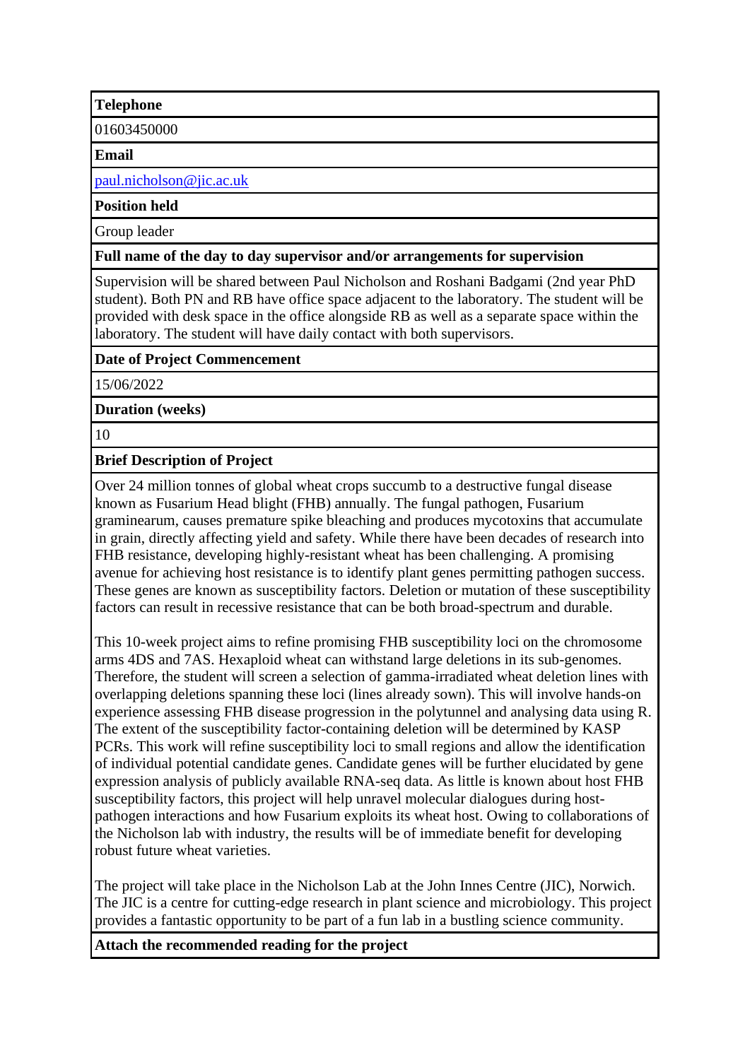**Telephone**

01603450000

**Email**

paul.nicholson@jic.ac.uk

**Position held**

Group leader

**Full name of the day to day supervisor and/or arrangements for supervision**

Supervision will be shared between Paul Nicholson and Roshani Badgami (2nd year PhD student). Both PN and RB have office space adjacent to the laboratory. The student will be provided with desk space in the office alongside RB as well as a separate space within the laboratory. The student will have daily contact with both supervisors.

**Date of Project Commencement**

15/06/2022

**Duration (weeks)**

10

**Brief Description of Project**

Over 24 million tonnes of global wheat crops succumb to a destructive fungal disease known as Fusarium Head blight (FHB) annually. The fungal pathogen, Fusarium graminearum, causes premature spike bleaching and produces mycotoxins that accumulate in grain, directly affecting yield and safety. While there have been decades of research into FHB resistance, developing highly-resistant wheat has been challenging. A promising avenue for achieving host resistance is to identify plant genes permitting pathogen success. These genes are known as susceptibility factors. Deletion or mutation of these susceptibility factors can result in recessive resistance that can be both broad-spectrum and durable.

This 10-week project aims to refine promising FHB susceptibility loci on the chromosome arms 4DS and 7AS. Hexaploid wheat can withstand large deletions in its sub-genomes. Therefore, the student will screen a selection of gamma-irradiated wheat deletion lines with overlapping deletions spanning these loci (lines already sown). This will involve hands-on experience assessing FHB disease progression in the polytunnel and analysing data using R. The extent of the susceptibility factor-containing deletion will be determined by KASP PCRs. This work will refine susceptibility loci to small regions and allow the identification of individual potential candidate genes. Candidate genes will be further elucidated by gene expression analysis of publicly available RNA-seq data. As little is known about host FHB susceptibility factors, this project will help unravel molecular dialogues during host-pathogen interactions and how Fusarium exploits its wheat host. Owing to collaborations of the Nicholson lab with industry, the results will be of immediate benefit for developing robust future wheat varieties.

The project will take place in the Nicholson Lab at the John Innes Centre (JIC), Norwich. The JIC is a centre for cutting-edge research in plant science and microbiology. This project provides a fantastic opportunity to be part of a fun lab in a bustling science community.

**Attach the recommended reading for the project**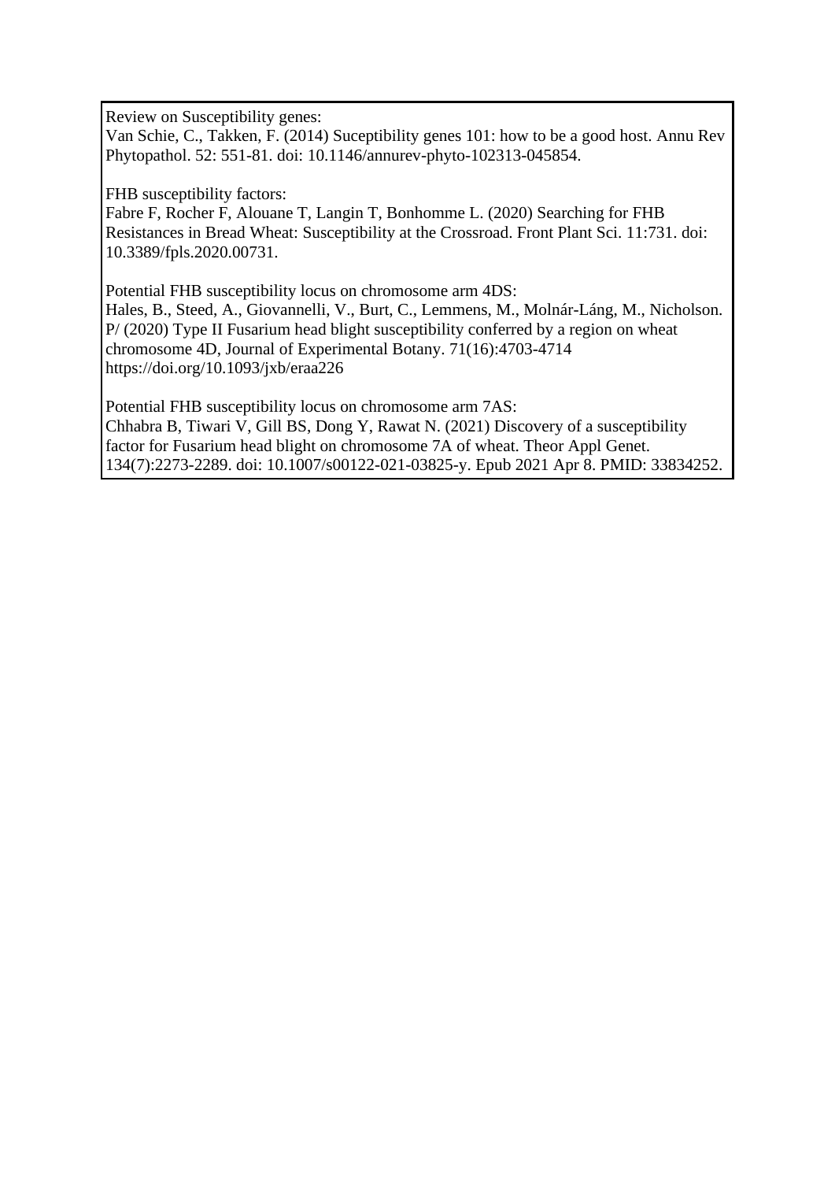Review on Susceptibility genes:
Van Schie, C., Takken, F. (2014) Suceptibility genes 101: how to be a good host. Annu Rev Phytopathol. 52: 551-81. doi: 10.1146/annurev-phyto-102313-045854.

FHB susceptibility factors:
Fabre F, Rocher F, Alouane T, Langin T, Bonhomme L. (2020) Searching for FHB Resistances in Bread Wheat: Susceptibility at the Crossroad. Front Plant Sci. 11:731. doi: 10.3389/fpls.2020.00731.

Potential FHB susceptibility locus on chromosome arm 4DS:
Hales, B., Steed, A., Giovannelli, V., Burt, C., Lemmens, M., Molnár-Láng, M., Nicholson. P/ (2020) Type II Fusarium head blight susceptibility conferred by a region on wheat chromosome 4D, Journal of Experimental Botany. 71(16):4703-4714 https://doi.org/10.1093/jxb/eraa226

Potential FHB susceptibility locus on chromosome arm 7AS:
Chhabra B, Tiwari V, Gill BS, Dong Y, Rawat N. (2021) Discovery of a susceptibility factor for Fusarium head blight on chromosome 7A of wheat. Theor Appl Genet. 134(7):2273-2289. doi: 10.1007/s00122-021-03825-y. Epub 2021 Apr 8. PMID: 33834252.